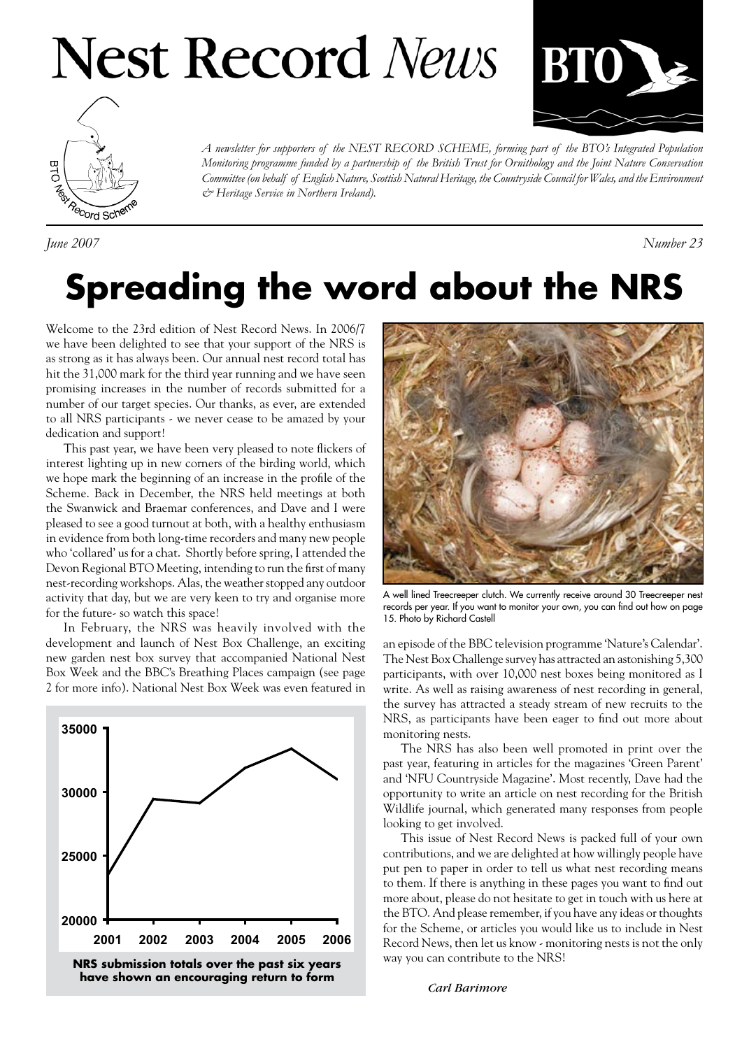# Nest Record *News*

*A newsletter for supporters of the NEST RECORD SCHEME, forming part of the BTO's Integrated Population Monitoring programme funded by a partnership of the British Trust for Ornithology and the Joint Nature Conservation Committee (on behalf of English Nature, Scottish Natural Heritage, the Countryside Council for Wales, and the Environment & Heritage Service in Northern Ireland).*

*June 2007* *Number 23*

# Spreading the word about the NRS

Welcome to the 23rd edition of Nest Record News. In 2006/7 we have been delighted to see that your support of the NRS is as strong as it has always been. Our annual nest record total has hit the 31,000 mark for the third year running and we have seen promising increases in the number of records submitted for a number of our target species. Our thanks, as ever, are extended to all NRS participants - we never cease to be amazed by your dedication and support!

This past year, we have been very pleased to note flickers of interest lighting up in new corners of the birding world, which we hope mark the beginning of an increase in the profile of the Scheme. Back in December, the NRS held meetings at both the Swanwick and Braemar conferences, and Dave and I were pleased to see a good turnout at both, with a healthy enthusiasm in evidence from both long-time recorders and many new people who 'collared' us for a chat. Shortly before spring, I attended the Devon Regional BTO Meeting, intending to run the first of many nest-recording workshops. Alas, the weather stopped any outdoor activity that day, but we are very keen to try and organise more for the future- so watch this space!

In February, the NRS was heavily involved with the development and launch of Nest Box Challenge, an exciting new garden nest box survey that accompanied National Nest Box Week and the BBC's Breathing Places campaign (see page 2 for more info). National Nest Box Week was even featured in an episode of the BBC television programme 'Nature's Calendar'. The Nest Box Challenge survey has attracted an astonishing 5,300 participants, with over 10,000 nest boxes being monitored as I write. As well as raising awareness of nest recording in general, the survey has attracted a steady stream of new recruits to the NRS, as participants have been eager to find out more about monitoring nests.

**NRS submission totals over the past six years have shown an encouraging return to form**

A well lined Treecreeper clutch. We currently receive around 30 Treecreeper nest records per year. If you want to monitor your own, you can find out how on page 15. Photo by Richard Castell

The NRS has also been well promoted in print over the past year, featuring in articles for the magazines 'Green Parent' and 'NFU Countryside Magazine'. Most recently, Dave had the opportunity to write an article on nest recording for the British Wildlife journal, which generated many responses from people looking to get involved.

This issue of Nest Record News is packed full of your own contributions, and we are delighted at how willingly people have put pen to paper in order to tell us what nest recording means to them. If there is anything in these pages you want to find out more about, please do not hesitate to get in touch with us here at the BTO. And please remember, if you have any ideas or thoughts for the Scheme, or articles you would like us to include in Nest Record News, then let us know - monitoring nests is not the only way you can contribute to the NRS!

*Carl Barimore*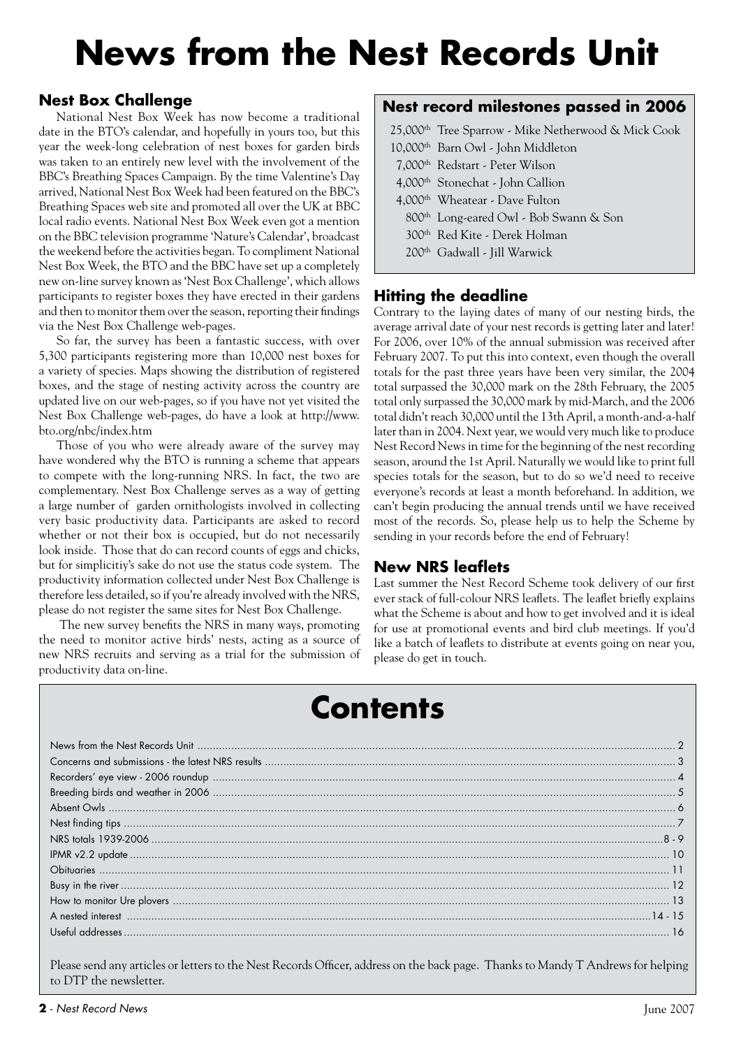# News from the Nest Records Unit

## Nest Box Challenge

National Nest Box Week has now become a traditional date in the BTO's calendar, and hopefully in yours too, but this year the week-long celebration of nest boxes for garden birds was taken to an entirely new level with the involvement of the BBC's Breathing Spaces Campaign. By the time Valentine's Day arrived, National Nest Box Week had been featured on the BBC's Breathing Spaces web site and promoted all over the UK at BBC local radio events. National Nest Box Week even got a mention on the BBC television programme 'Nature's Calendar', broadcast the weekend before the activities began. To compliment National Nest Box Week, the BTO and the BBC have set up a completely new on-line survey known as 'Nest Box Challenge', which allows participants to register boxes they have erected in their gardens and then to monitor them over the season, reporting their findings via the Nest Box Challenge web-pages.

So far, the survey has been a fantastic success, with over 5,300 participants registering more than 10,000 nest boxes for a variety of species. Maps showing the distribution of registered boxes, and the stage of nesting activity across the country are updated live on our web-pages, so if you have not yet visited the Nest Box Challenge web-pages, do have a look at http://www.bto.org/nbc/index.htm

Those of you who were already aware of the survey may have wondered why the BTO is running a scheme that appears to compete with the long-running NRS. In fact, the two are complementary. Nest Box Challenge serves as a way of getting a large number of garden ornithologists involved in collecting very basic productivity data. Participants are asked to record whether or not their box is occupied, but do not necessarily look inside. Those that do can record counts of eggs and chicks, but for simplicitiy's sake do not use the status code system. The productivity information collected under Nest Box Challenge is therefore less detailed, so if you're already involved with the NRS, please do not register the same sites for Nest Box Challenge.

The new survey benefits the NRS in many ways, promoting the need to monitor active birds' nests, acting as a source of new NRS recruits and serving as a trial for the submission of productivity data on-line.

## Nest record milestones passed in 2006

- 25,000th Tree Sparrow - Mike Netherwood & Mick Cook
- 10,000th Barn Owl - John Middleton
- 7,000th Redstart - Peter Wilson
- 4,000th Stonechat - John Callion
- 4,000th Wheatear - Dave Fulton
- 800th Long-eared Owl - Bob Swann & Son
- 300th Red Kite - Derek Holman
- 200th Gadwall - Jill Warwick

## Hitting the deadline

Contrary to the laying dates of many of our nesting birds, the average arrival date of your nest records is getting later and later! For 2006, over 10% of the annual submission was received after February 2007. To put this into context, even though the overall totals for the past three years have been very similar, the 2004 total surpassed the 30,000 mark on the 28th February, the 2005 total only surpassed the 30,000 mark by mid-March, and the 2006 total didn't reach 30,000 until the 13th April, a month-and-a-half later than in 2004. Next year, we would very much like to produce Nest Record News in time for the beginning of the nest recording season, around the 1st April. Naturally we would like to print full species totals for the season, but to do so we'd need to receive everyone's records at least a month beforehand. In addition, we can't begin producing the annual trends until we have received most of the records. So, please help us to help the Scheme by sending in your records before the end of February!

## New NRS leaflets

Last summer the Nest Record Scheme took delivery of our first ever stack of full-colour NRS leaflets. The leaflet briefly explains what the Scheme is about and how to get involved and it is ideal for use at promotional events and bird club meetings. If you'd like a batch of leaflets to distribute at events going on near you, please do get in touch.

# Contents

| | |
|---|---|
| News from the Nest Records Unit | 2 |
| Concerns and submissions - the latest NRS results | 3 |
| Recorders' eye view - 2006 roundup | 4 |
| Breeding birds and weather in 2006 | 5 |
| Absent Owls | 6 |
| Nest finding tips | 7 |
| NRS totals 1939-2006 | 8 - 9 |
| IPMR v2.2 update | 10 |
| Obituaries | 11 |
| Busy in the river | 12 |
| How to monitor Ure plovers | 13 |
| A nested interest | 14 - 15 |
| Useful addresses | 16 |

Please send any articles or letters to the Nest Records Officer, address on the back page. Thanks to Mandy T Andrews for helping to DTP the newsletter.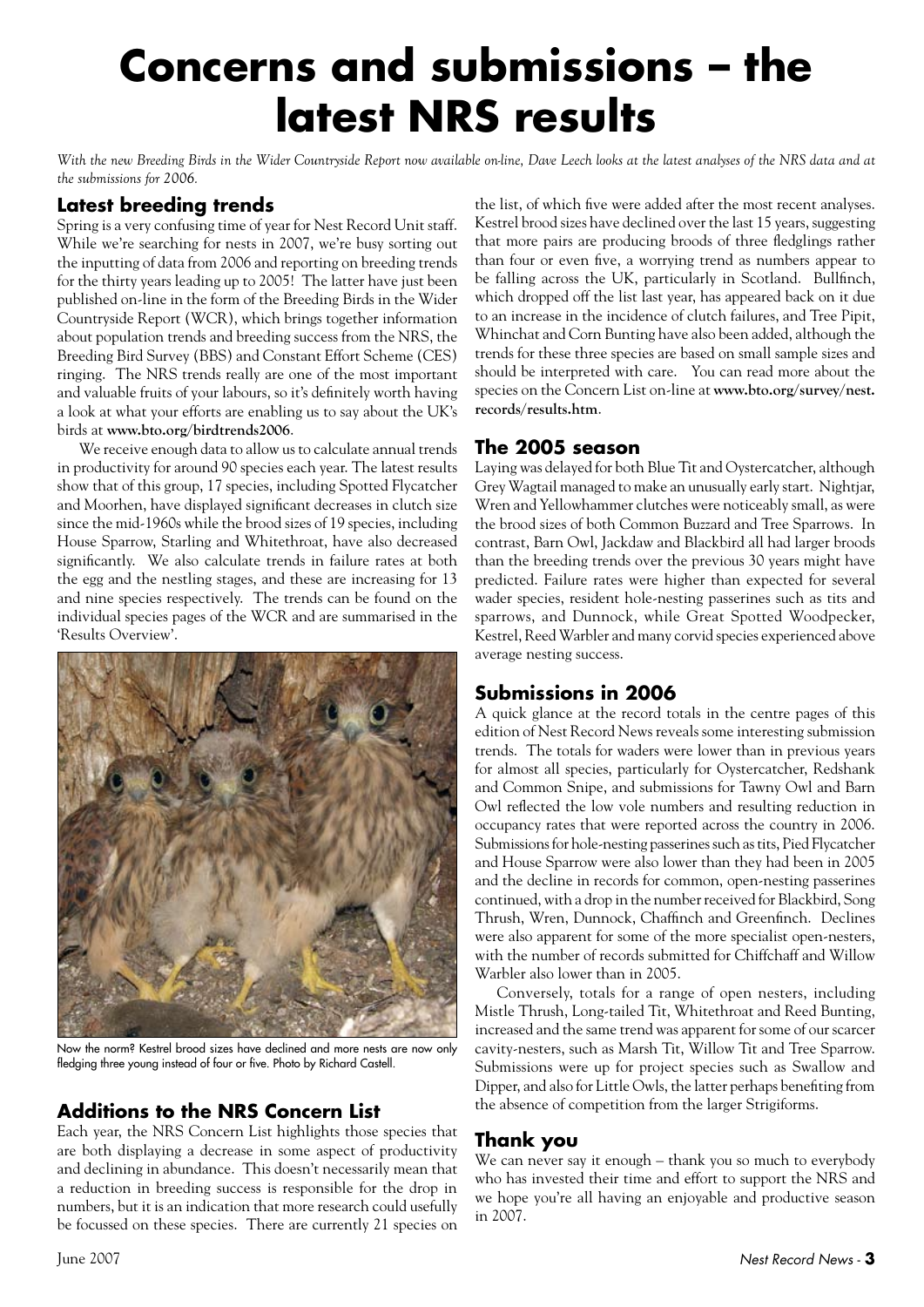# Concerns and submissions – the latest NRS results

*With the new Breeding Birds in the Wider Countryside Report now available on-line, Dave Leech looks at the latest analyses of the NRS data and at the submissions for 2006.*

## Latest breeding trends

Spring is a very confusing time of year for Nest Record Unit staff. While we're searching for nests in 2007, we're busy sorting out the inputting of data from 2006 and reporting on breeding trends for the thirty years leading up to 2005! The latter have just been published on-line in the form of the Breeding Birds in the Wider Countryside Report (WCR), which brings together information about population trends and breeding success from the NRS, the Breeding Bird Survey (BBS) and Constant Effort Scheme (CES) ringing. The NRS trends really are one of the most important and valuable fruits of your labours, so it's definitely worth having a look at what your efforts are enabling us to say about the UK's birds at **www.bto.org/birdtrends2006**.

We receive enough data to allow us to calculate annual trends in productivity for around 90 species each year. The latest results show that of this group, 17 species, including Spotted Flycatcher and Moorhen, have displayed significant decreases in clutch size since the mid-1960s while the brood sizes of 19 species, including House Sparrow, Starling and Whitethroat, have also decreased significantly. We also calculate trends in failure rates at both the egg and the nestling stages, and these are increasing for 13 and nine species respectively. The trends can be found on the individual species pages of the WCR and are summarised in the 'Results Overview'.

Now the norm? Kestrel brood sizes have declined and more nests are now only fledging three young instead of four or five. Photo by Richard Castell.

## Additions to the NRS Concern List

Each year, the NRS Concern List highlights those species that are both displaying a decrease in some aspect of productivity and declining in abundance. This doesn't necessarily mean that a reduction in breeding success is responsible for the drop in numbers, but it is an indication that more research could usefully be focussed on these species. There are currently 21 species on the list, of which five were added after the most recent analyses. Kestrel brood sizes have declined over the last 15 years, suggesting that more pairs are producing broods of three fledglings rather than four or even five, a worrying trend as numbers appear to be falling across the UK, particularly in Scotland. Bullfinch, which dropped off the list last year, has appeared back on it due to an increase in the incidence of clutch failures, and Tree Pipit, Whinchat and Corn Bunting have also been added, although the trends for these three species are based on small sample sizes and should be interpreted with care. You can read more about the species on the Concern List on-line at **www.bto.org/survey/nest.records/results.htm**.

## The 2005 season

Laying was delayed for both Blue Tit and Oystercatcher, although Grey Wagtail managed to make an unusually early start. Nightjar, Wren and Yellowhammer clutches were noticeably small, as were the brood sizes of both Common Buzzard and Tree Sparrows. In contrast, Barn Owl, Jackdaw and Blackbird all had larger broods than the breeding trends over the previous 30 years might have predicted. Failure rates were higher than expected for several wader species, resident hole-nesting passerines such as tits and sparrows, and Dunnock, while Great Spotted Woodpecker, Kestrel, Reed Warbler and many corvid species experienced above average nesting success.

## Submissions in 2006

A quick glance at the record totals in the centre pages of this edition of Nest Record News reveals some interesting submission trends. The totals for waders were lower than in previous years for almost all species, particularly for Oystercatcher, Redshank and Common Snipe, and submissions for Tawny Owl and Barn Owl reflected the low vole numbers and resulting reduction in occupancy rates that were reported across the country in 2006. Submissions for hole-nesting passerines such as tits, Pied Flycatcher and House Sparrow were also lower than they had been in 2005 and the decline in records for common, open-nesting passerines continued, with a drop in the number received for Blackbird, Song Thrush, Wren, Dunnock, Chaffinch and Greenfinch. Declines were also apparent for some of the more specialist open-nesters, with the number of records submitted for Chiffchaff and Willow Warbler also lower than in 2005.

Conversely, totals for a range of open nesters, including Mistle Thrush, Long-tailed Tit, Whitethroat and Reed Bunting, increased and the same trend was apparent for some of our scarcer cavity-nesters, such as Marsh Tit, Willow Tit and Tree Sparrow. Submissions were up for project species such as Swallow and Dipper, and also for Little Owls, the latter perhaps benefiting from the absence of competition from the larger Strigiforms.

## Thank you

We can never say it enough – thank you so much to everybody who has invested their time and effort to support the NRS and we hope you're all having an enjoyable and productive season in 2007.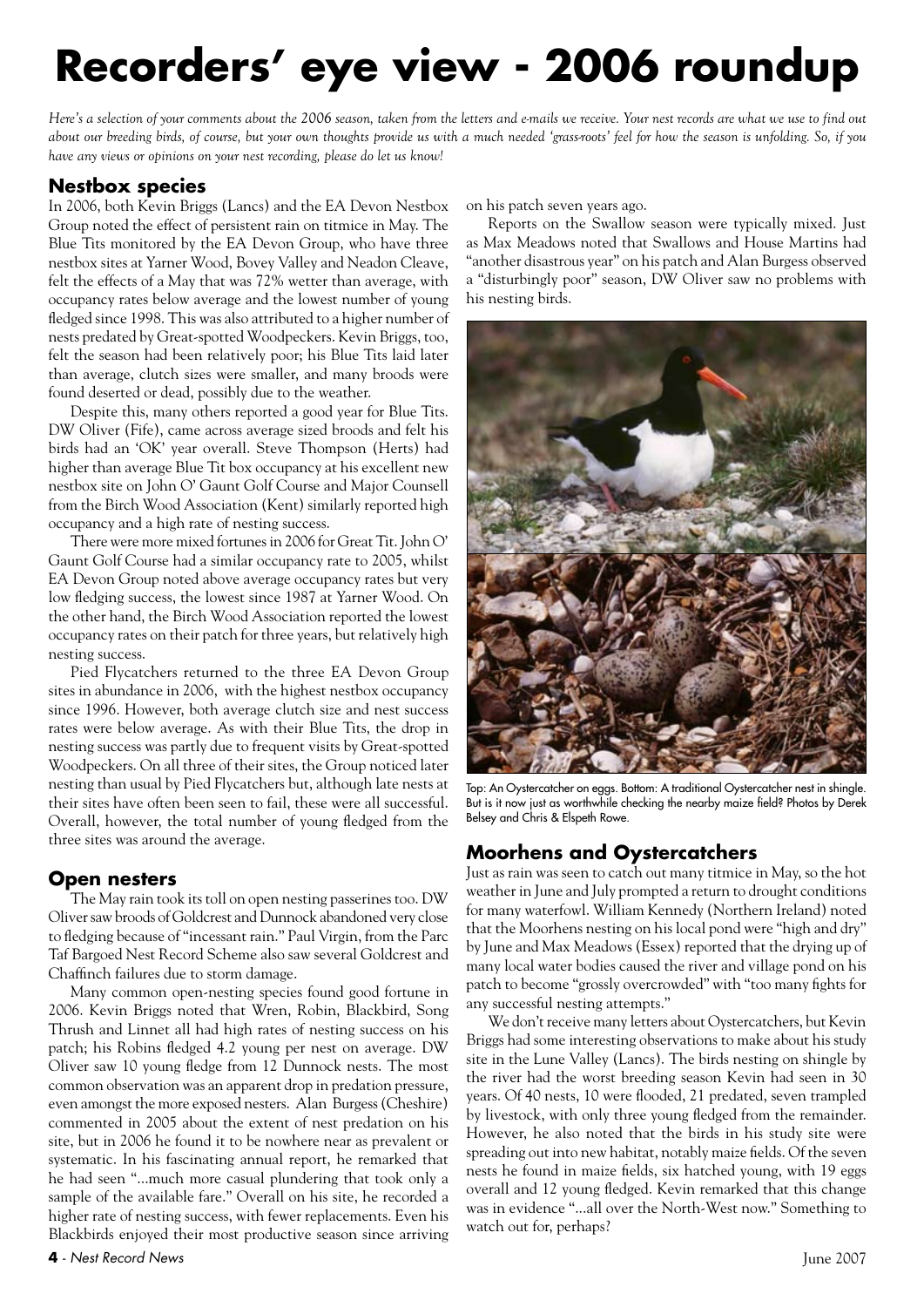# Recorders' eye view - 2006 roundup

*Here's a selection of your comments about the 2006 season, taken from the letters and e-mails we receive. Your nest records are what we use to find out about our breeding birds, of course, but your own thoughts provide us with a much needed 'grass-roots' feel for how the season is unfolding. So, if you have any views or opinions on your nest recording, please do let us know!*

## Nestbox species

In 2006, both Kevin Briggs (Lancs) and the EA Devon Nestbox Group noted the effect of persistent rain on titmice in May. The Blue Tits monitored by the EA Devon Group, who have three nestbox sites at Yarner Wood, Bovey Valley and Neadon Cleave, felt the effects of a May that was 72% wetter than average, with occupancy rates below average and the lowest number of young fledged since 1998. This was also attributed to a higher number of nests predated by Great-spotted Woodpeckers. Kevin Briggs, too, felt the season had been relatively poor; his Blue Tits laid later than average, clutch sizes were smaller, and many broods were found deserted or dead, possibly due to the weather.

Despite this, many others reported a good year for Blue Tits. DW Oliver (Fife), came across average sized broods and felt his birds had an 'OK' year overall. Steve Thompson (Herts) had higher than average Blue Tit box occupancy at his excellent new nestbox site on John O' Gaunt Golf Course and Major Counsell from the Birch Wood Association (Kent) similarly reported high occupancy and a high rate of nesting success.

There were more mixed fortunes in 2006 for Great Tit. John O' Gaunt Golf Course had a similar occupancy rate to 2005, whilst EA Devon Group noted above average occupancy rates but very low fledging success, the lowest since 1987 at Yarner Wood. On the other hand, the Birch Wood Association reported the lowest occupancy rates on their patch for three years, but relatively high nesting success.

Pied Flycatchers returned to the three EA Devon Group sites in abundance in 2006, with the highest nestbox occupancy since 1996. However, both average clutch size and nest success rates were below average. As with their Blue Tits, the drop in nesting success was partly due to frequent visits by Great-spotted Woodpeckers. On all three of their sites, the Group noticed later nesting than usual by Pied Flycatchers but, although late nests at their sites have often been seen to fail, these were all successful. Overall, however, the total number of young fledged from the three sites was around the average.

## Open nesters

The May rain took its toll on open nesting passerines too. DW Oliver saw broods of Goldcrest and Dunnock abandoned very close to fledging because of "incessant rain." Paul Virgin, from the Parc Taf Bargoed Nest Record Scheme also saw several Goldcrest and Chaffinch failures due to storm damage.

Many common open-nesting species found good fortune in 2006. Kevin Briggs noted that Wren, Robin, Blackbird, Song Thrush and Linnet all had high rates of nesting success on his patch; his Robins fledged 4.2 young per nest on average. DW Oliver saw 10 young fledge from 12 Dunnock nests. The most common observation was an apparent drop in predation pressure, even amongst the more exposed nesters. Alan Burgess (Cheshire) commented in 2005 about the extent of nest predation on his site, but in 2006 he found it to be nowhere near as prevalent or systematic. In his fascinating annual report, he remarked that he had seen "...much more casual plundering that took only a sample of the available fare." Overall on his site, he recorded a higher rate of nesting success, with fewer replacements. Even his Blackbirds enjoyed their most productive season since arriving on his patch seven years ago.

Reports on the Swallow season were typically mixed. Just as Max Meadows noted that Swallows and House Martins had "another disastrous year" on his patch and Alan Burgess observed a "disturbingly poor" season, DW Oliver saw no problems with his nesting birds.

Top: An Oystercatcher on eggs. Bottom: A traditional Oystercatcher nest in shingle. But is it now just as worthwhile checking the nearby maize field? Photos by Derek Belsey and Chris & Elspeth Rowe.

## Moorhens and Oystercatchers

Just as rain was seen to catch out many titmice in May, so the hot weather in June and July prompted a return to drought conditions for many waterfowl. William Kennedy (Northern Ireland) noted that the Moorhens nesting on his local pond were "high and dry" by June and Max Meadows (Essex) reported that the drying up of many local water bodies caused the river and village pond on his patch to become "grossly overcrowded" with "too many fights for any successful nesting attempts."

We don't receive many letters about Oystercatchers, but Kevin Briggs had some interesting observations to make about his study site in the Lune Valley (Lancs). The birds nesting on shingle by the river had the worst breeding season Kevin had seen in 30 years. Of 40 nests, 10 were flooded, 21 predated, seven trampled by livestock, with only three young fledged from the remainder. However, he also noted that the birds in his study site were spreading out into new habitat, notably maize fields. Of the seven nests he found in maize fields, six hatched young, with 19 eggs overall and 12 young fledged. Kevin remarked that this change was in evidence "...all over the North-West now." Something to watch out for, perhaps?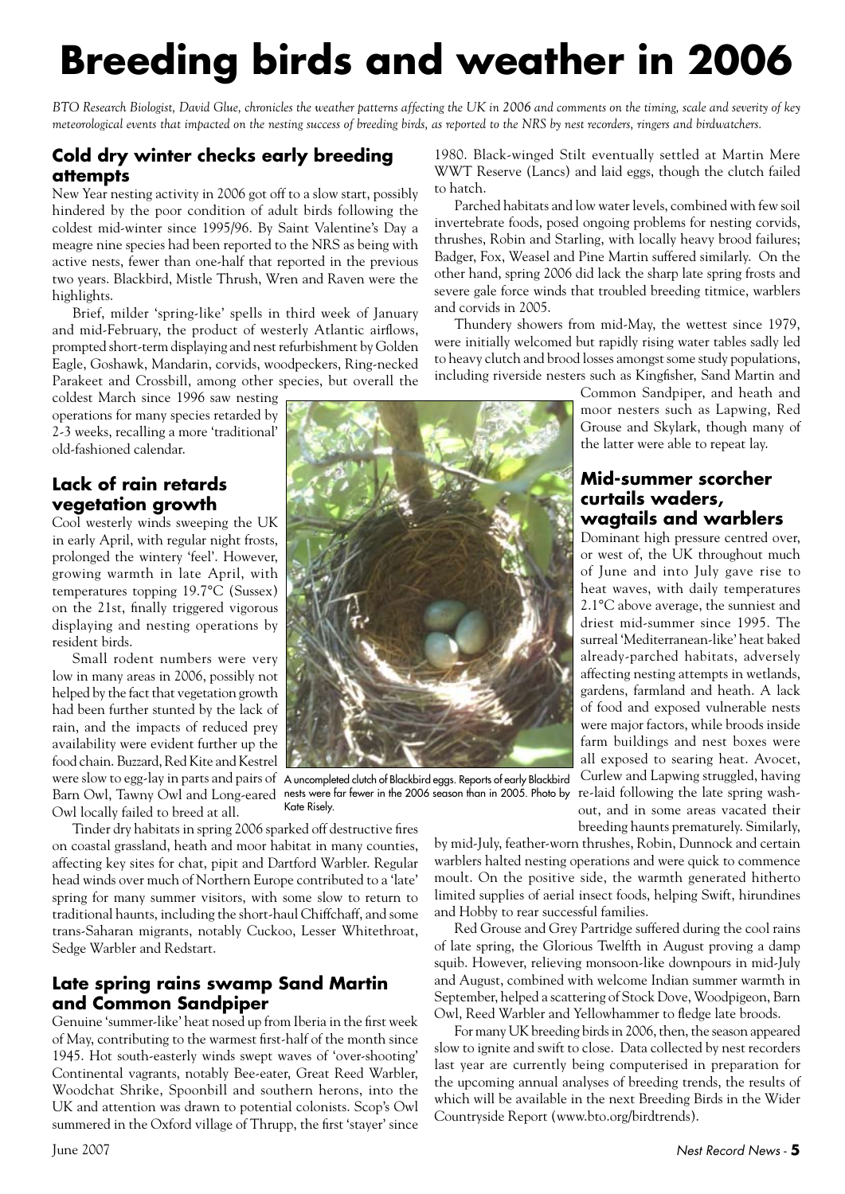# Breeding birds and weather in 2006

*BTO Research Biologist, David Glue, chronicles the weather patterns affecting the UK in 2006 and comments on the timing, scale and severity of key meteorological events that impacted on the nesting success of breeding birds, as reported to the NRS by nest recorders, ringers and birdwatchers.*

## Cold dry winter checks early breeding attempts

New Year nesting activity in 2006 got off to a slow start, possibly hindered by the poor condition of adult birds following the coldest mid-winter since 1995/96. By Saint Valentine's Day a meagre nine species had been reported to the NRS as being with active nests, fewer than one-half that reported in the previous two years. Blackbird, Mistle Thrush, Wren and Raven were the highlights.

Brief, milder 'spring-like' spells in third week of January and mid-February, the product of westerly Atlantic airflows, prompted short-term displaying and nest refurbishment by Golden Eagle, Goshawk, Mandarin, corvids, woodpeckers, Ring-necked Parakeet and Crossbill, among other species, but overall the coldest March since 1996 saw nesting operations for many species retarded by 2-3 weeks, recalling a more 'traditional' old-fashioned calendar.

## Lack of rain retards vegetation growth

Cool westerly winds sweeping the UK in early April, with regular night frosts, prolonged the wintery 'feel'. However, growing warmth in late April, with temperatures topping 19.7°C (Sussex) on the 21st, finally triggered vigorous displaying and nesting operations by resident birds.

Small rodent numbers were very low in many areas in 2006, possibly not helped by the fact that vegetation growth had been further stunted by the lack of rain, and the impacts of reduced prey availability were evident further up the food chain. Buzzard, Red Kite and Kestrel were slow to egg-lay in parts and pairs of Barn Owl, Tawny Owl and Long-eared Owl locally failed to breed at all.

A uncompleted clutch of Blackbird eggs. Reports of early Blackbird nests were far fewer in the 2006 season than in 2005. Photo by Kate Risely.

Tinder dry habitats in spring 2006 sparked off destructive fires on coastal grassland, heath and moor habitat in many counties, affecting key sites for chat, pipit and Dartford Warbler. Regular head winds over much of Northern Europe contributed to a 'late' spring for many summer visitors, with some slow to return to traditional haunts, including the short-haul Chiffchaff, and some trans-Saharan migrants, notably Cuckoo, Lesser Whitethroat, Sedge Warbler and Redstart.

## Late spring rains swamp Sand Martin and Common Sandpiper

Genuine 'summer-like' heat nosed up from Iberia in the first week of May, contributing to the warmest first-half of the month since 1945. Hot south-easterly winds swept waves of 'over-shooting' Continental vagrants, notably Bee-eater, Great Reed Warbler, Woodchat Shrike, Spoonbill and southern herons, into the UK and attention was drawn to potential colonists. Scop's Owl summered in the Oxford village of Thrupp, the first 'stayer' since 1980. Black-winged Stilt eventually settled at Martin Mere WWT Reserve (Lancs) and laid eggs, though the clutch failed to hatch.

Parched habitats and low water levels, combined with few soil invertebrate foods, posed ongoing problems for nesting corvids, thrushes, Robin and Starling, with locally heavy brood failures; Badger, Fox, Weasel and Pine Martin suffered similarly. On the other hand, spring 2006 did lack the sharp late spring frosts and severe gale force winds that troubled breeding titmice, warblers and corvids in 2005.

Thundery showers from mid-May, the wettest since 1979, were initially welcomed but rapidly rising water tables sadly led to heavy clutch and brood losses amongst some study populations, including riverside nesters such as Kingfisher, Sand Martin and Common Sandpiper, and heath and moor nesters such as Lapwing, Red Grouse and Skylark, though many of the latter were able to repeat lay.

## Mid-summer scorcher curtails waders, wagtails and warblers

Dominant high pressure centred over, or west of, the UK throughout much of June and into July gave rise to heat waves, with daily temperatures 2.1°C above average, the sunniest and driest mid-summer since 1995. The surreal 'Mediterranean-like' heat baked already-parched habitats, adversely affecting nesting attempts in wetlands, gardens, farmland and heath. A lack of food and exposed vulnerable nests were major factors, while broods inside farm buildings and nest boxes were all exposed to searing heat. Avocet, Curlew and Lapwing struggled, having re-laid following the late spring wash-out, and in some areas vacated their breeding haunts prematurely. Similarly, by mid-July, feather-worn thrushes, Robin, Dunnock and certain warblers halted nesting operations and were quick to commence moult. On the positive side, the warmth generated hitherto limited supplies of aerial insect foods, helping Swift, hirundines and Hobby to rear successful families.

Red Grouse and Grey Partridge suffered during the cool rains of late spring, the Glorious Twelfth in August proving a damp squib. However, relieving monsoon-like downpours in mid-July and August, combined with welcome Indian summer warmth in September, helped a scattering of Stock Dove, Woodpigeon, Barn Owl, Reed Warbler and Yellowhammer to fledge late broods.

For many UK breeding birds in 2006, then, the season appeared slow to ignite and swift to close. Data collected by nest recorders last year are currently being computerised in preparation for the upcoming annual analyses of breeding trends, the results of which will be available in the next Breeding Birds in the Wider Countryside Report (www.bto.org/birdtrends).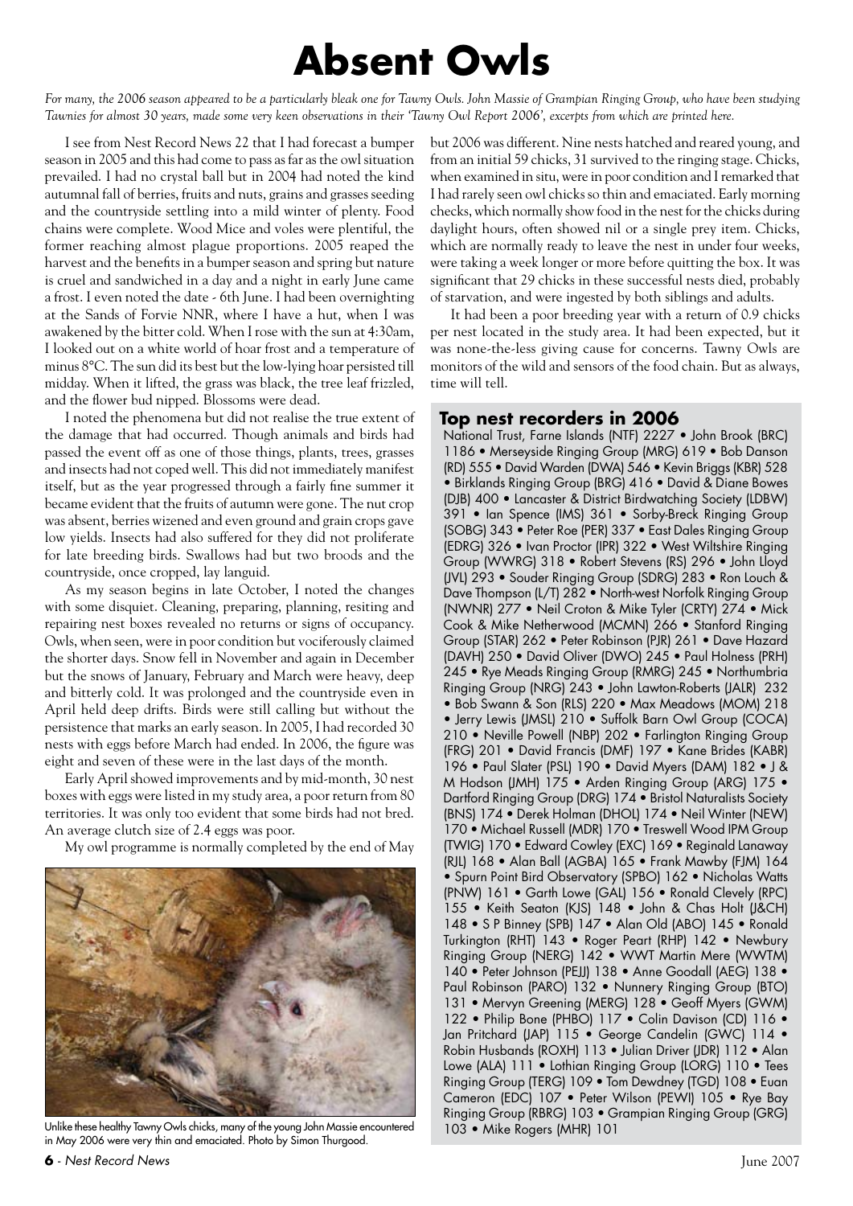# Absent Owls

*For many, the 2006 season appeared to be a particularly bleak one for Tawny Owls. John Massie of Grampian Ringing Group, who have been studying Tawnies for almost 30 years, made some very keen observations in their 'Tawny Owl Report 2006', excerpts from which are printed here.*

I see from Nest Record News 22 that I had forecast a bumper season in 2005 and this had come to pass as far as the owl situation prevailed. I had no crystal ball but in 2004 had noted the kind autumnal fall of berries, fruits and nuts, grains and grasses seeding and the countryside settling into a mild winter of plenty. Food chains were complete. Wood Mice and voles were plentiful, the former reaching almost plague proportions. 2005 reaped the harvest and the benefits in a bumper season and spring but nature is cruel and sandwiched in a day and a night in early June came a frost. I even noted the date - 6th June. I had been overnighting at the Sands of Forvie NNR, where I have a hut, when I was awakened by the bitter cold. When I rose with the sun at 4:30am, I looked out on a white world of hoar frost and a temperature of minus 8°C. The sun did its best but the low-lying hoar persisted till midday. When it lifted, the grass was black, the tree leaf frizzled, and the flower bud nipped. Blossoms were dead.

I noted the phenomena but did not realise the true extent of the damage that had occurred. Though animals and birds had passed the event off as one of those things, plants, trees, grasses and insects had not coped well. This did not immediately manifest itself, but as the year progressed through a fairly fine summer it became evident that the fruits of autumn were gone. The nut crop was absent, berries wizened and even ground and grain crops gave low yields. Insects had also suffered for they did not proliferate for late breeding birds. Swallows had but two broods and the countryside, once cropped, lay languid.

As my season begins in late October, I noted the changes with some disquiet. Cleaning, preparing, planning, resiting and repairing nest boxes revealed no returns or signs of occupancy. Owls, when seen, were in poor condition but vociferously claimed the shorter days. Snow fell in November and again in December but the snows of January, February and March were heavy, deep and bitterly cold. It was prolonged and the countryside even in April held deep drifts. Birds were still calling but without the persistence that marks an early season. In 2005, I had recorded 30 nests with eggs before March had ended. In 2006, the figure was eight and seven of these were in the last days of the month.

Early April showed improvements and by mid-month, 30 nest boxes with eggs were listed in my study area, a poor return from 80 territories. It was only too evident that some birds had not bred. An average clutch size of 2.4 eggs was poor.

My owl programme is normally completed by the end of May but 2006 was different. Nine nests hatched and reared young, and from an initial 59 chicks, 31 survived to the ringing stage. Chicks, when examined in situ, were in poor condition and I remarked that I had rarely seen owl chicks so thin and emaciated. Early morning checks, which normally show food in the nest for the chicks during daylight hours, often showed nil or a single prey item. Chicks, which are normally ready to leave the nest in under four weeks, were taking a week longer or more before quitting the box. It was significant that 29 chicks in these successful nests died, probably of starvation, and were ingested by both siblings and adults.

It had been a poor breeding year with a return of 0.9 chicks per nest located in the study area. It had been expected, but it was none-the-less giving cause for concerns. Tawny Owls are monitors of the wild and sensors of the food chain. But as always, time will tell.

Unlike these healthy Tawny Owls chicks, many of the young John Massie encountered in May 2006 were very thin and emaciated. Photo by Simon Thurgood.

## Top nest recorders in 2006

National Trust, Farne Islands (NTF) 2227 • John Brook (BRC) 1186 • Merseyside Ringing Group (MRG) 619 • Bob Danson (RD) 555 • David Warden (DWA) 546 • Kevin Briggs (KBR) 528 • Birklands Ringing Group (BRG) 416 • David & Diane Bowes (DJB) 400 • Lancaster & District Birdwatching Society (LDBW) 391 • Ian Spence (IMS) 361 • Sorby-Breck Ringing Group (SOBG) 343 • Peter Roe (PER) 337 • East Dales Ringing Group (EDRG) 326 • Ivan Proctor (IPR) 322 • West Wiltshire Ringing Group (WWRG) 318 • Robert Stevens (RS) 296 • John Lloyd (JVL) 293 • Souder Ringing Group (SDRG) 283 • Ron Louch & Dave Thompson (L/T) 282 • North-west Norfolk Ringing Group (NWNR) 277 • Neil Croton & Mike Tyler (CRTY) 274 • Mick Cook & Mike Netherwood (MCMN) 266 • Stanford Ringing Group (STAR) 262 • Peter Robinson (PJR) 261 • Dave Hazard (DAVH) 250 • David Oliver (DWO) 245 • Paul Holness (PRH) 245 • Rye Meads Ringing Group (RMRG) 245 • Northumbria Ringing Group (NRG) 243 • John Lawton-Roberts (JALR) 232 • Bob Swann & Son (RLS) 220 • Max Meadows (MOM) 218 • Jerry Lewis (JMSL) 210 • Suffolk Barn Owl Group (COCA) 210 • Neville Powell (NBP) 202 • Farlington Ringing Group (FRG) 201 • David Francis (DMF) 197 • Kane Brides (KABR) 196 • Paul Slater (PSL) 190 • David Myers (DAM) 182 • J & M Hodson (JMH) 175 • Arden Ringing Group (ARG) 175 • Dartford Ringing Group (DRG) 174 • Bristol Naturalists Society (BNS) 174 • Derek Holman (DHOL) 174 • Neil Winter (NEW) 170 • Michael Russell (MDR) 170 • Treswell Wood IPM Group (TWIG) 170 • Edward Cowley (EXC) 169 • Reginald Lanaway (RJL) 168 • Alan Ball (AGBA) 165 • Frank Mawby (FJM) 164 • Spurn Point Bird Observatory (SPBO) 162 • Nicholas Watts (PNW) 161 • Garth Lowe (GAL) 156 • Ronald Clevely (RPC) 155 • Keith Seaton (KJS) 148 • John & Chas Holt (J&CH) 148 • S P Binney (SPB) 147 • Alan Old (ABO) 145 • Ronald Turkington (RHT) 143 • Roger Peart (RHP) 142 • Newbury Ringing Group (NERG) 142 • WWT Martin Mere (WWTM) 140 • Peter Johnson (PEJJ) 138 • Anne Goodall (AEG) 138 • Paul Robinson (PARO) 132 • Nunnery Ringing Group (BTO) 131 • Mervyn Greening (MERG) 128 • Geoff Myers (GWM) 122 • Philip Bone (PHBO) 117 • Colin Davison (CD) 116 • Jan Pritchard (JAP) 115 • George Candelin (GWC) 114 • Robin Husbands (ROXH) 113 • Julian Driver (JDR) 112 • Alan Lowe (ALA) 111 • Lothian Ringing Group (LORG) 110 • Tees Ringing Group (TERG) 109 • Tom Dewdney (TGD) 108 • Euan Cameron (EDC) 107 • Peter Wilson (PEWI) 105 • Rye Bay Ringing Group (RBRG) 103 • Grampian Ringing Group (GRG) 103 • Mike Rogers (MHR) 101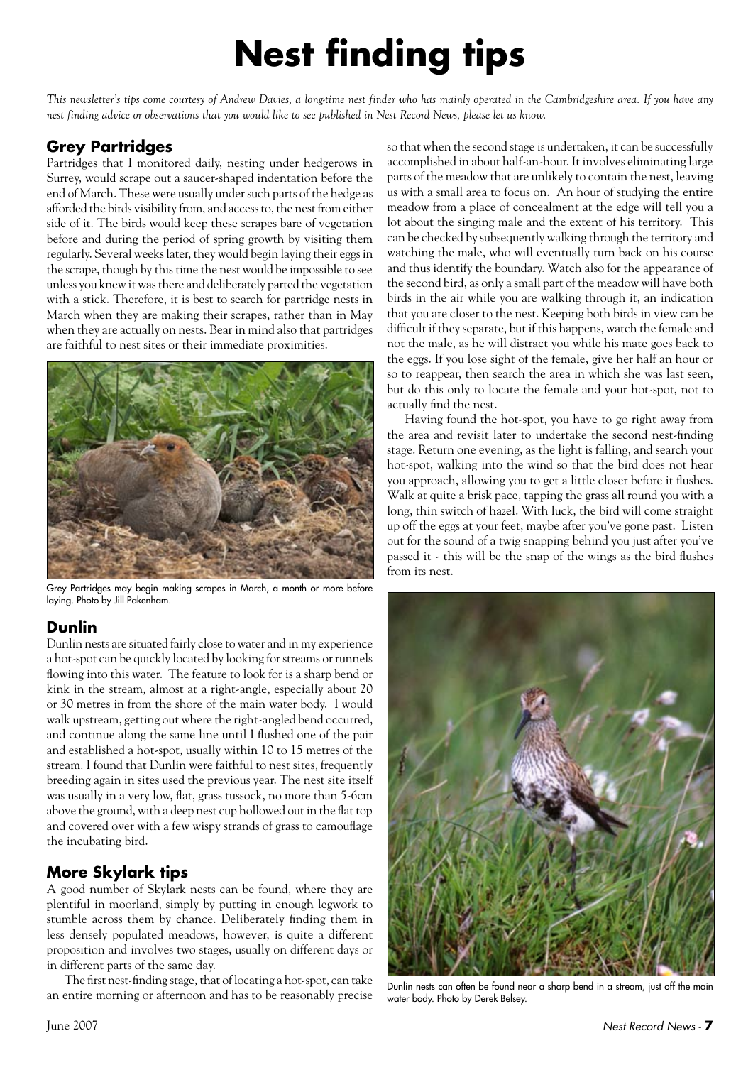# Nest finding tips

*This newsletter's tips come courtesy of Andrew Davies, a long-time nest finder who has mainly operated in the Cambridgeshire area. If you have any nest finding advice or observations that you would like to see published in Nest Record News, please let us know.*

## Grey Partridges

Partridges that I monitored daily, nesting under hedgerows in Surrey, would scrape out a saucer-shaped indentation before the end of March. These were usually under such parts of the hedge as afforded the birds visibility from, and access to, the nest from either side of it. The birds would keep these scrapes bare of vegetation before and during the period of spring growth by visiting them regularly. Several weeks later, they would begin laying their eggs in the scrape, though by this time the nest would be impossible to see unless you knew it was there and deliberately parted the vegetation with a stick. Therefore, it is best to search for partridge nests in March when they are making their scrapes, rather than in May when they are actually on nests. Bear in mind also that partridges are faithful to nest sites or their immediate proximities.

Grey Partridges may begin making scrapes in March, a month or more before laying. Photo by Jill Pakenham.

## Dunlin

Dunlin nests are situated fairly close to water and in my experience a hot-spot can be quickly located by looking for streams or runnels flowing into this water. The feature to look for is a sharp bend or kink in the stream, almost at a right-angle, especially about 20 or 30 metres in from the shore of the main water body. I would walk upstream, getting out where the right-angled bend occurred, and continue along the same line until I flushed one of the pair and established a hot-spot, usually within 10 to 15 metres of the stream. I found that Dunlin were faithful to nest sites, frequently breeding again in sites used the previous year. The nest site itself was usually in a very low, flat, grass tussock, no more than 5-6cm above the ground, with a deep nest cup hollowed out in the flat top and covered over with a few wispy strands of grass to camouflage the incubating bird.

## More Skylark tips

A good number of Skylark nests can be found, where they are plentiful in moorland, simply by putting in enough legwork to stumble across them by chance. Deliberately finding them in less densely populated meadows, however, is quite a different proposition and involves two stages, usually on different days or in different parts of the same day.

The first nest-finding stage, that of locating a hot-spot, can take an entire morning or afternoon and has to be reasonably precise so that when the second stage is undertaken, it can be successfully accomplished in about half-an-hour. It involves eliminating large parts of the meadow that are unlikely to contain the nest, leaving us with a small area to focus on. An hour of studying the entire meadow from a place of concealment at the edge will tell you a lot about the singing male and the extent of his territory. This can be checked by subsequently walking through the territory and watching the male, who will eventually turn back on his course and thus identify the boundary. Watch also for the appearance of the second bird, as only a small part of the meadow will have both birds in the air while you are walking through it, an indication that you are closer to the nest. Keeping both birds in view can be difficult if they separate, but if this happens, watch the female and not the male, as he will distract you while his mate goes back to the eggs. If you lose sight of the female, give her half an hour or so to reappear, then search the area in which she was last seen, but do this only to locate the female and your hot-spot, not to actually find the nest.

Having found the hot-spot, you have to go right away from the area and revisit later to undertake the second nest-finding stage. Return one evening, as the light is falling, and search your hot-spot, walking into the wind so that the bird does not hear you approach, allowing you to get a little closer before it flushes. Walk at quite a brisk pace, tapping the grass all round you with a long, thin switch of hazel. With luck, the bird will come straight up off the eggs at your feet, maybe after you've gone past. Listen out for the sound of a twig snapping behind you just after you've passed it - this will be the snap of the wings as the bird flushes from its nest.

Dunlin nests can often be found near a sharp bend in a stream, just off the main water body. Photo by Derek Belsey.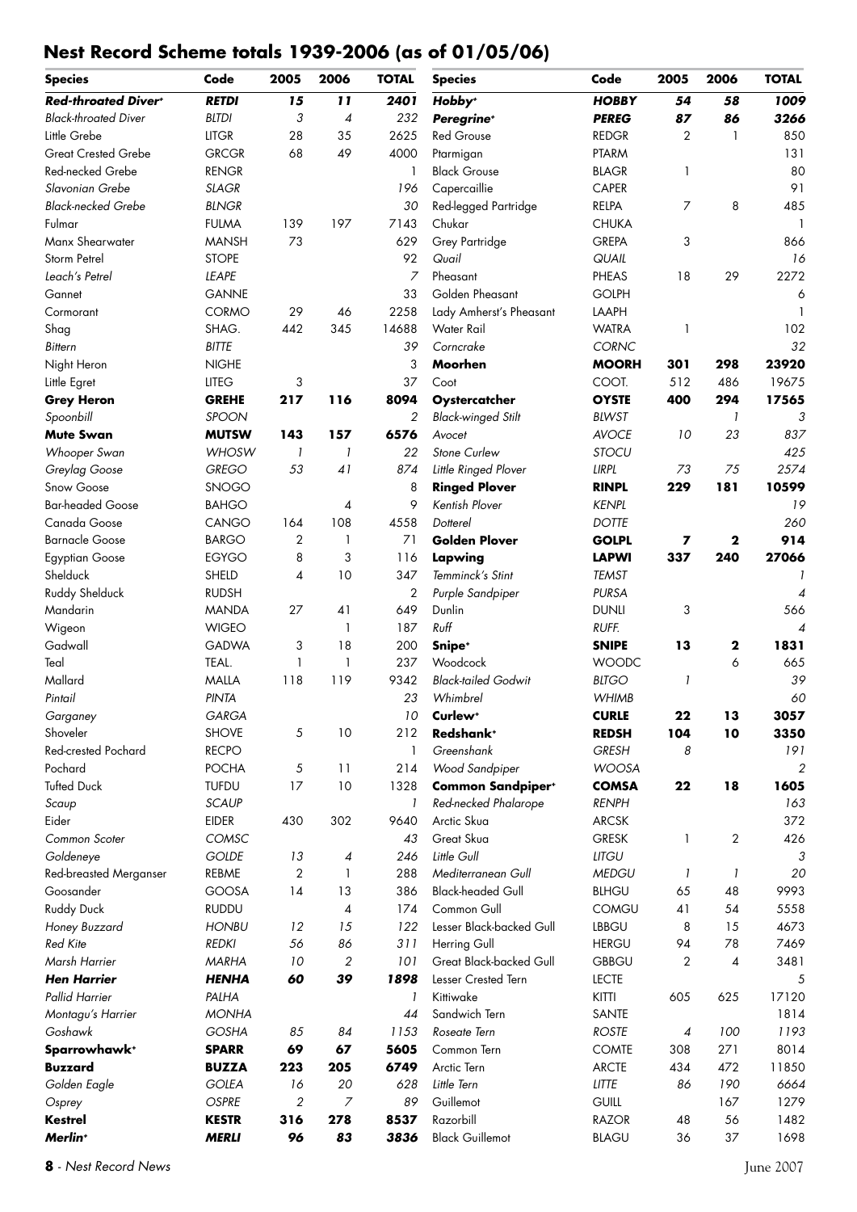## Nest Record Scheme totals 1939-2006 (as of 01/05/06)

| Species | Code | 2005 | 2006 | TOTAL |
|---|---|---|---|---|
| ***Red-throated Diver*** + | ***RETDI*** | ***15*** | ***11*** | ***2401*** |
| *Black-throated Diver* | *BLTDI* | *3* | *4* | *232* |
| Little Grebe | LITGR | 28 | 35 | 2625 |
| Great Crested Grebe | GRCGR | 68 | 49 | 4000 |
| Red-necked Grebe | RENGR | | | 1 |
| *Slavonian Grebe* | *SLAGR* | | | *196* |
| *Black-necked Grebe* | *BLNGR* | | | *30* |
| Fulmar | FULMA | 139 | 197 | 7143 |
| Manx Shearwater | MANSH | 73 | | 629 |
| Storm Petrel | STOPE | | | 92 |
| *Leach's Petrel* | *LEAPE* | | | *7* |
| Gannet | GANNE | | | 33 |
| Cormorant | CORMO | 29 | 46 | 2258 |
| Shag | SHAG. | 442 | 345 | 14688 |
| *Bittern* | *BITTE* | | | *39* |
| Night Heron | NIGHE | | | 3 |
| Little Egret | LITEG | 3 | | 37 |
| **Grey Heron** | **GREHE** | **217** | **116** | **8094** |
| *Spoonbill* | *SPOON* | | | *2* |
| **Mute Swan** | **MUTSW** | **143** | **157** | **6576** |
| *Whooper Swan* | *WHOSW* | *1* | *1* | *22* |
| *Greylag Goose* | *GREGO* | *53* | *41* | *874* |
| Snow Goose | SNOGO | | | 8 |
| Bar-headed Goose | BAHGO | | 4 | 9 |
| Canada Goose | CANGO | 164 | 108 | 4558 |
| Barnacle Goose | BARGO | 2 | 1 | 71 |
| Egyptian Goose | EGYGO | 8 | 3 | 116 |
| Shelduck | SHELD | 4 | 10 | 347 |
| Ruddy Shelduck | RUDSH | | | 2 |
| Mandarin | MANDA | 27 | 41 | 649 |
| Wigeon | WIGEO | | 1 | 187 |
| Gadwall | GADWA | 3 | 18 | 200 |
| Teal | TEAL. | 1 | 1 | 237 |
| Mallard | MALLA | 118 | 119 | 9342 |
| *Pintail* | *PINTA* | | | *23* |
| *Garganey* | *GARGA* | | | *10* |
| Shoveler | SHOVE | 5 | 10 | 212 |
| Red-crested Pochard | RECPO | | | 1 |
| Pochard | POCHA | 5 | 11 | 214 |
| Tufted Duck | TUFDU | 17 | 10 | 1328 |
| *Scaup* | *SCAUP* | | | *1* |
| Eider | EIDER | 430 | 302 | 9640 |
| *Common Scoter* | *COMSC* | | | *43* |
| *Goldeneye* | *GOLDE* | *13* | *4* | *246* |
| Red-breasted Merganser | REBME | 2 | 1 | 288 |
| Goosander | GOOSA | 14 | 13 | 386 |
| Ruddy Duck | RUDDU | | 4 | 174 |
| *Honey Buzzard* | *HONBU* | *12* | *15* | *122* |
| *Red Kite* | *REDKI* | *56* | *86* | *311* |
| *Marsh Harrier* | *MARHA* | *10* | *2* | *101* |
| ***Hen Harrier*** | ***HENHA*** | ***60*** | ***39*** | ***1898*** |
| *Pallid Harrier* | *PALHA* | | | *1* |
| *Montagu's Harrier* | *MONHA* | | | *44* |
| *Goshawk* | *GOSHA* | *85* | *84* | *1153* |
| **Sparrowhawk** + | **SPARR** | **69** | **67** | **5605** |
| **Buzzard** | **BUZZA** | **223** | **205** | **6749** |
| *Golden Eagle* | *GOLEA* | *16* | *20* | *628* |
| *Osprey* | *OSPRE* | *2* | *7* | *89* |
| **Kestrel** | **KESTR** | **316** | **278** | **8537** |
| ***Merlin*** + | ***MERLI*** | ***96*** | ***83*** | ***3836*** |
| ***Hobby*** + | ***HOBBY*** | ***54*** | ***58*** | ***1009*** |
| ***Peregrine*** + | ***PEREG*** | ***87*** | ***86*** | ***3266*** |
| Red Grouse | REDGR | 2 | 1 | 850 |
| Ptarmigan | PTARM | | | 131 |
| Black Grouse | BLAGR | 1 | | 80 |
| Capercaillie | CAPER | | | 91 |
| Red-legged Partridge | RELPA | 7 | 8 | 485 |
| Chukar | CHUKA | | | 1 |
| Grey Partridge | GREPA | 3 | | 866 |
| *Quail* | *QUAIL* | | | *16* |
| Pheasant | PHEAS | 18 | 29 | 2272 |
| Golden Pheasant | GOLPH | | | 6 |
| Lady Amherst's Pheasant | LAAPH | | | 1 |
| Water Rail | WATRA | 1 | | 102 |
| *Corncrake* | *CORNC* | | | *32* |
| **Moorhen** | **MOORH** | **301** | **298** | **23920** |
| Coot | COOT. | 512 | 486 | 19675 |
| **Oystercatcher** | **OYSTE** | **400** | **294** | **17565** |
| *Black-winged Stilt* | *BLWST* | | *1* | *3* |
| *Avocet* | *AVOCE* | *10* | *23* | *837* |
| *Stone Curlew* | *STOCU* | | | *425* |
| *Little Ringed Plover* | *LIRPL* | *73* | *75* | *2574* |
| **Ringed Plover** | **RINPL** | **229** | **181** | **10599** |
| *Kentish Plover* | *KENPL* | | | *19* |
| *Dotterel* | *DOTTE* | | | *260* |
| **Golden Plover** | **GOLPL** | **7** | **2** | **914** |
| **Lapwing** | **LAPWI** | **337** | **240** | **27066** |
| *Temminck's Stint* | *TEMST* | | | *1* |
| *Purple Sandpiper* | *PURSA* | | | *4* |
| Dunlin | DUNLI | 3 | | 566 |
| *Ruff* | *RUFF.* | | | *4* |
| **Snipe** + | **SNIPE** | **13** | **2** | **1831** |
| Woodcock | WOODC | | 6 | 665 |
| *Black-tailed Godwit* | *BLTGO* | *1* | | *39* |
| *Whimbrel* | *WHIMB* | | | *60* |
| **Curlew** + | **CURLE** | **22** | **13** | **3057** |
| **Redshank** + | **REDSH** | **104** | **10** | **3350** |
| *Greenshank* | *GRESH* | *8* | | *191* |
| *Wood Sandpiper* | *WOOSA* | | | *2* |
| **Common Sandpiper** + | **COMSA** | **22** | **18** | **1605** |
| *Red-necked Phalarope* | *RENPH* | | | *163* |
| Arctic Skua | ARCSK | | | 372 |
| Great Skua | GRESK | 1 | 2 | 426 |
| *Little Gull* | *LITGU* | | | *3* |
| *Mediterranean Gull* | *MEDGU* | *1* | *1* | *20* |
| Black-headed Gull | BLHGU | 65 | 48 | 9993 |
| Common Gull | COMGU | 41 | 54 | 5558 |
| Lesser Black-backed Gull | LBBGU | 8 | 15 | 4673 |
| Herring Gull | HERGU | 94 | 78 | 7469 |
| Great Black-backed Gull | GBBGU | 2 | 4 | 3481 |
| Lesser Crested Tern | LECTE | | | 5 |
| Kittiwake | KITTI | 605 | 625 | 17120 |
| Sandwich Tern | SANTE | | | 1814 |
| *Roseate Tern* | *ROSTE* | *4* | *100* | *1193* |
| Common Tern | COMTE | 308 | 271 | 8014 |
| Arctic Tern | ARCTE | 434 | 472 | 11850 |
| *Little Tern* | *LITTE* | *86* | *190* | *6664* |
| Guillemot | GUILL | | 167 | 1279 |
| Razorbill | RAZOR | 48 | 56 | 1482 |
| Black Guillemot | BLAGU | 36 | 37 | 1698 |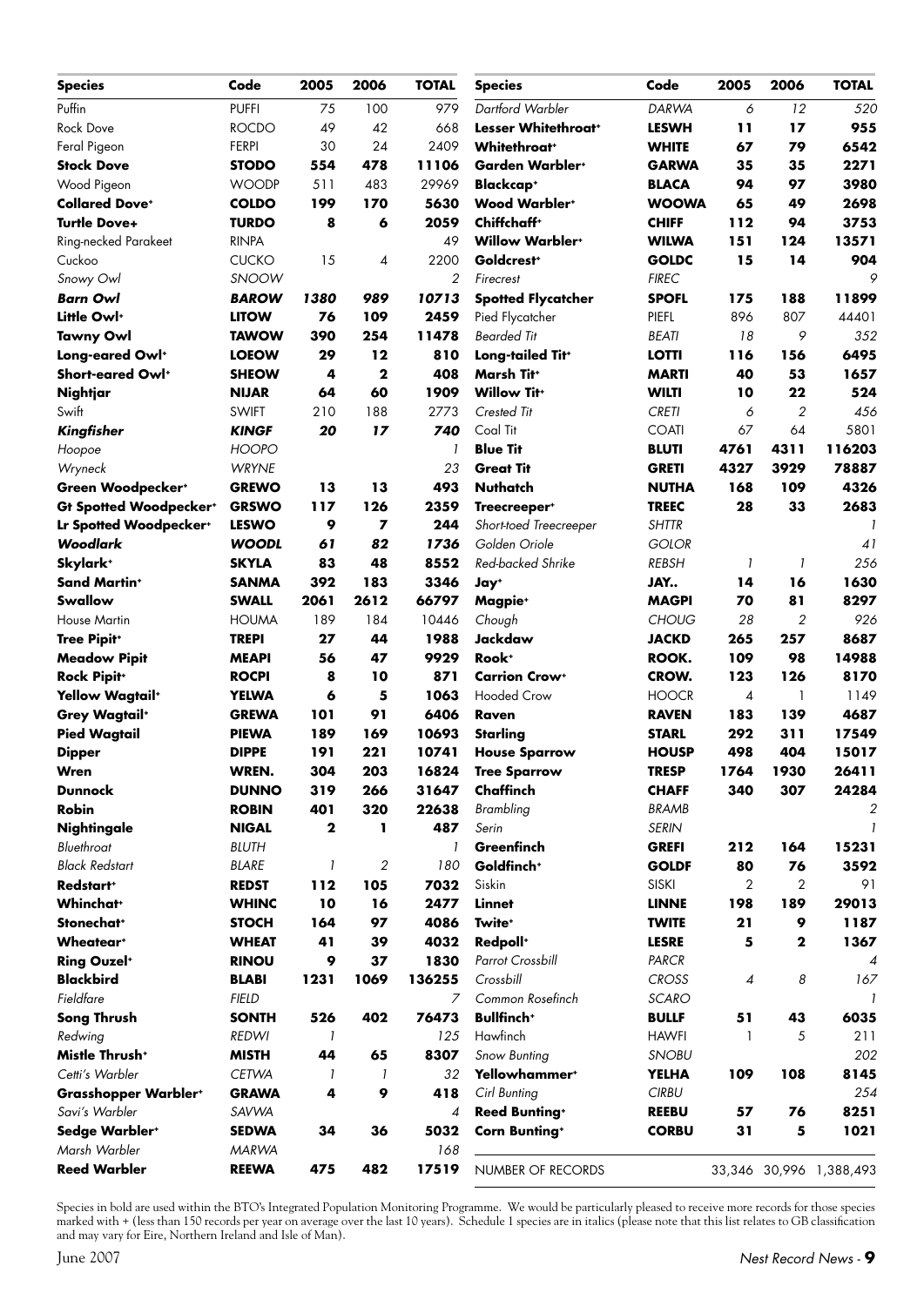| Species | Code | 2005 | 2006 | TOTAL |
|---|---|---|---|---|
| Puffin | PUFFI | 75 | 100 | 979 |
| Rock Dove | ROCDO | 49 | 42 | 668 |
| Feral Pigeon | FERPI | 30 | 24 | 2409 |
| **Stock Dove** | **STODO** | **554** | **478** | **11106** |
| Wood Pigeon | WOODP | 511 | 483 | 29969 |
| **Collared Dove+** | **COLDO** | **199** | **170** | **5630** |
| **Turtle Dove+** | **TURDO** | **8** | **6** | **2059** |
| Ring-necked Parakeet | RINPA | | | 49 |
| Cuckoo | CUCKO | 15 | 4 | 2200 |
| *Snowy Owl* | *SNOOW* | | | *2* |
| ***Barn Owl*** | ***BAROW*** | ***1380*** | ***989*** | ***10713*** |
| **Little Owl+** | **LITOW** | **76** | **109** | **2459** |
| **Tawny Owl** | **TAWOW** | **390** | **254** | **11478** |
| **Long-eared Owl+** | **LOEOW** | **29** | **12** | **810** |
| **Short-eared Owl+** | **SHEOW** | **4** | **2** | **408** |
| **Nightjar** | **NIJAR** | **64** | **60** | **1909** |
| Swift | SWIFT | 210 | 188 | 2773 |
| ***Kingfisher*** | ***KINGF*** | ***20*** | ***17*** | ***740*** |
| *Hoopoe* | *HOOPO* | | | *1* |
| *Wryneck* | *WRYNE* | | | *23* |
| **Green Woodpecker+** | **GREWO** | **13** | **13** | **493** |
| **Gt Spotted Woodpecker+** | **GRSWO** | **117** | **126** | **2359** |
| **Lr Spotted Woodpecker+** | **LESWO** | **9** | **7** | **244** |
| ***Woodlark*** | ***WOODL*** | ***61*** | ***82*** | ***1736*** |
| **Skylark+** | **SKYLA** | **83** | **48** | **8552** |
| **Sand Martin+** | **SANMA** | **392** | **183** | **3346** |
| **Swallow** | **SWALL** | **2061** | **2612** | **66797** |
| House Martin | HOUMA | 189 | 184 | 10446 |
| **Tree Pipit+** | **TREPI** | **27** | **44** | **1988** |
| **Meadow Pipit** | **MEAPI** | **56** | **47** | **9929** |
| **Rock Pipit+** | **ROCPI** | **8** | **10** | **871** |
| **Yellow Wagtail+** | **YELWA** | **6** | **5** | **1063** |
| **Grey Wagtail+** | **GREWA** | **101** | **91** | **6406** |
| **Pied Wagtail** | **PIEWA** | **189** | **169** | **10693** |
| **Dipper** | **DIPPE** | **191** | **221** | **10741** |
| **Wren** | **WREN.** | **304** | **203** | **16824** |
| **Dunnock** | **DUNNO** | **319** | **266** | **31647** |
| **Robin** | **ROBIN** | **401** | **320** | **22638** |
| **Nightingale** | **NIGAL** | **2** | **1** | **487** |
| *Bluethroat* | *BLUTH* | | | *1* |
| *Black Redstart* | *BLARE* | *1* | *2* | *180* |
| **Redstart+** | **REDST** | **112** | **105** | **7032** |
| **Whinchat+** | **WHINC** | **10** | **16** | **2477** |
| **Stonechat+** | **STOCH** | **164** | **97** | **4086** |
| **Wheatear+** | **WHEAT** | **41** | **39** | **4032** |
| **Ring Ouzel+** | **RINOU** | **9** | **37** | **1830** |
| **Blackbird** | **BLABI** | **1231** | **1069** | **136255** |
| *Fieldfare* | *FIELD* | | | *7* |
| **Song Thrush** | **SONTH** | **526** | **402** | **76473** |
| *Redwing* | *REDWI* | *1* | | *125* |
| **Mistle Thrush+** | **MISTH** | **44** | **65** | **8307** |
| *Cetti's Warbler* | *CETWA* | *1* | *1* | *32* |
| **Grasshopper Warbler+** | **GRAWA** | **4** | **9** | **418** |
| *Savi's Warbler* | *SAVWA* | | | *4* |
| **Sedge Warbler+** | **SEDWA** | **34** | **36** | **5032** |
| *Marsh Warbler* | *MARWA* | | | *168* |
| **Reed Warbler** | **REEWA** | **475** | **482** | **17519** |
| *Dartford Warbler* | *DARWA* | *6* | *12* | *520* |
| **Lesser Whitethroat+** | **LESWH** | **11** | **17** | **955** |
| **Whitethroat+** | **WHITE** | **67** | **79** | **6542** |
| **Garden Warbler+** | **GARWA** | **35** | **35** | **2271** |
| **Blackcap+** | **BLACA** | **94** | **97** | **3980** |
| **Wood Warbler+** | **WOOWA** | **65** | **49** | **2698** |
| **Chiffchaff+** | **CHIFF** | **112** | **94** | **3753** |
| **Willow Warbler+** | **WILWA** | **151** | **124** | **13571** |
| **Goldcrest+** | **GOLDC** | **15** | **14** | **904** |
| *Firecrest* | *FIREC* | | | *9* |
| **Spotted Flycatcher** | **SPOFL** | **175** | **188** | **11899** |
| Pied Flycatcher | PIEFL | 896 | 807 | 44401 |
| *Bearded Tit* | *BEATI* | *18* | *9* | *352* |
| **Long-tailed Tit+** | **LOTTI** | **116** | **156** | **6495** |
| **Marsh Tit+** | **MARTI** | **40** | **53** | **1657** |
| **Willow Tit+** | **WILTI** | **10** | **22** | **524** |
| *Crested Tit* | *CRETI* | *6* | *2* | *456* |
| Coal Tit | COATI | 67 | 64 | 5801 |
| **Blue Tit** | **BLUTI** | **4761** | **4311** | **116203** |
| **Great Tit** | **GRETI** | **4327** | **3929** | **78887** |
| **Nuthatch** | **NUTHA** | **168** | **109** | **4326** |
| **Treecreeper+** | **TREEC** | **28** | **33** | **2683** |
| *Short-toed Treecreeper* | *SHTTR* | | | *1* |
| *Golden Oriole* | *GOLOR* | | | *41* |
| *Red-backed Shrike* | *REBSH* | *1* | *1* | *256* |
| **Jay+** | **JAY..** | **14** | **16** | **1630** |
| **Magpie+** | **MAGPI** | **70** | **81** | **8297** |
| *Chough* | *CHOUG* | *28* | *2* | *926* |
| **Jackdaw** | **JACKD** | **265** | **257** | **8687** |
| **Rook+** | **ROOK.** | **109** | **98** | **14988** |
| **Carrion Crow+** | **CROW.** | **123** | **126** | **8170** |
| Hooded Crow | HOOCR | 4 | 1 | 1149 |
| **Raven** | **RAVEN** | **183** | **139** | **4687** |
| **Starling** | **STARL** | **292** | **311** | **17549** |
| **House Sparrow** | **HOUSP** | **498** | **404** | **15017** |
| **Tree Sparrow** | **TRESP** | **1764** | **1930** | **26411** |
| **Chaffinch** | **CHAFF** | **340** | **307** | **24284** |
| *Brambling* | *BRAMB* | | | *2* |
| *Serin* | *SERIN* | | | *1* |
| **Greenfinch** | **GREFI** | **212** | **164** | **15231** |
| **Goldfinch+** | **GOLDF** | **80** | **76** | **3592** |
| Siskin | SISKI | 2 | 2 | 91 |
| **Linnet** | **LINNE** | **198** | **189** | **29013** |
| **Twite+** | **TWITE** | **21** | **9** | **1187** |
| **Redpoll+** | **LESRE** | **5** | **2** | **1367** |
| *Parrot Crossbill* | *PARCR* | | | *4* |
| *Crossbill* | *CROSS* | *4* | *8* | *167* |
| *Common Rosefinch* | *SCARO* | | | *1* |
| **Bullfinch+** | **BULLF** | **51** | **43** | **6035** |
| Hawfinch | HAWFI | 1 | 5 | 211 |
| *Snow Bunting* | *SNOBU* | | | *202* |
| **Yellowhammer+** | **YELHA** | **109** | **108** | **8145** |
| *Cirl Bunting* | *CIRBU* | | | *254* |
| **Reed Bunting+** | **REEBU** | **57** | **76** | **8251** |
| **Corn Bunting+** | **CORBU** | **31** | **5** | **1021** |
| NUMBER OF RECORDS | | 33,346 | 30,996 | 1,388,493 |

Species in bold are used within the BTO's Integrated Population Monitoring Programme. We would be particularly pleased to receive more records for those species marked with + (less than 150 records per year on average over the last 10 years). Schedule 1 species are in italics (please note that this list relates to GB classification and may vary for Eire, Northern Ireland and Isle of Man).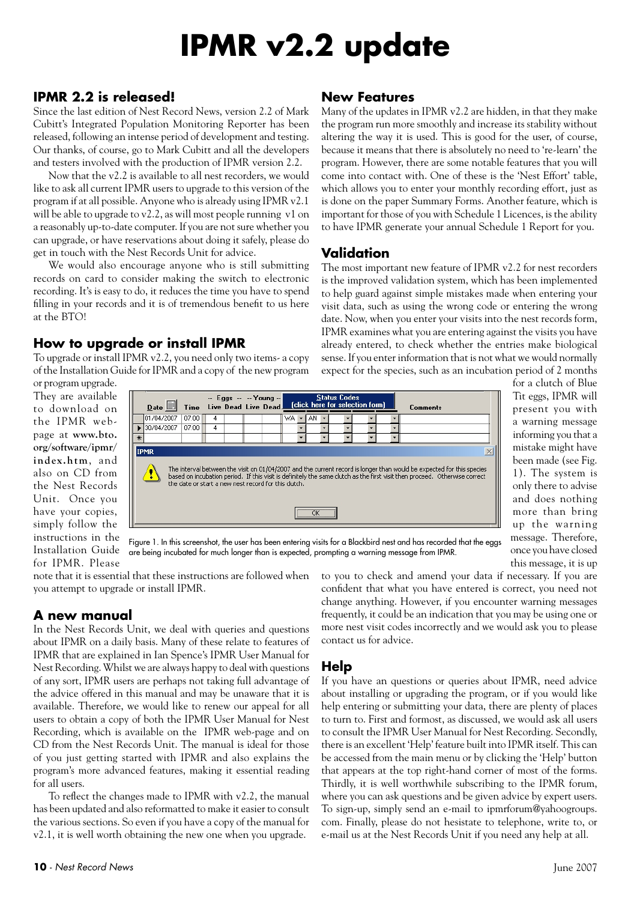# IPMR v2.2 update

## IPMR 2.2 is released!

Since the last edition of Nest Record News, version 2.2 of Mark Cubitt's Integrated Population Monitoring Reporter has been released, following an intense period of development and testing. Our thanks, of course, go to Mark Cubitt and all the developers and testers involved with the production of IPMR version 2.2.

Now that the v2.2 is available to all nest recorders, we would like to ask all current IPMR users to upgrade to this version of the program if at all possible. Anyone who is already using IPMR v2.1 will be able to upgrade to v2.2, as will most people running v1 on a reasonably up-to-date computer. If you are not sure whether you can upgrade, or have reservations about doing it safely, please do get in touch with the Nest Records Unit for advice.

We would also encourage anyone who is still submitting records on card to consider making the switch to electronic recording. It's is easy to do, it reduces the time you have to spend filling in your records and it is of tremendous benefit to us here at the BTO!

## How to upgrade or install IPMR

To upgrade or install IPMR v2.2, you need only two items- a copy of the Installation Guide for IPMR and a copy of the new program or program upgrade. They are available to download on the IPMR web-page at **www.bto.org/software/ipmr/index.htm**, and also on CD from the Nest Records Unit. Once you have your copies, simply follow the instructions in the Installation Guide for IPMR. Please note that it is essential that these instructions are followed when you attempt to upgrade or install IPMR.

## A new manual

In the Nest Records Unit, we deal with queries and questions about IPMR on a daily basis. Many of these relate to features of IPMR that are explained in Ian Spence's IPMR User Manual for Nest Recording. Whilst we are always happy to deal with questions of any sort, IPMR users are perhaps not taking full advantage of the advice offered in this manual and may be unaware that it is available. Therefore, we would like to renew our appeal for all users to obtain a copy of both the IPMR User Manual for Nest Recording, which is available on the IPMR web-page and on CD from the Nest Records Unit. The manual is ideal for those of you just getting started with IPMR and also explains the program's more advanced features, making it essential reading for all users.

To reflect the changes made to IPMR with v2.2, the manual has been updated and also reformatted to make it easier to consult the various sections. So even if you have a copy of the manual for v2.1, it is well worth obtaining the new one when you upgrade.

## New Features

Many of the updates in IPMR v2.2 are hidden, in that they make the program run more smoothly and increase its stability without altering the way it is used. This is good for the user, of course, because it means that there is absolutely no need to 're-learn' the program. However, there are some notable features that you will come into contact with. One of these is the 'Nest Effort' table, which allows you to enter your monthly recording effort, just as is done on the paper Summary Forms. Another feature, which is important for those of you with Schedule 1 Licences, is the ability to have IPMR generate your annual Schedule 1 Report for you.

## Validation

The most important new feature of IPMR v2.2 for nest recorders is the improved validation system, which has been implemented to help guard against simple mistakes made when entering your visit data, such as using the wrong code or entering the wrong date. Now, when you enter your visits into the nest records form, IPMR examines what you are entering against the visits you have already entered, to check whether the entries make biological sense. If you enter information that is not what we would normally expect for the species, such as an incubation period of 2 months for a clutch of Blue Tit eggs, IPMR will present you with a warning message informing you that a mistake might have been made (see Fig. 1). The system is only there to advise and does nothing more than bring up the warning message. Therefore, once you have closed this message, it is up to you to check and amend your data if necessary. If you are confident that what you have entered is correct, you need not change anything. However, if you encounter warning messages frequently, it could be an indication that you may be using one or more nest visit codes incorrectly and we would ask you to please contact us for advice.

Figure 1. In this screenshot, the user has been entering visits for a Blackbird nest and has recorded that the eggs are being incubated for much longer than is expected, prompting a warning message from IPMR.

## Help

If you have an questions or queries about IPMR, need advice about installing or upgrading the program, or if you would like help entering or submitting your data, there are plenty of places to turn to. First and formost, as discussed, we would ask all users to consult the IPMR User Manual for Nest Recording. Secondly, there is an excellent 'Help' feature built into IPMR itself. This can be accessed from the main menu or by clicking the 'Help' button that appears at the top right-hand corner of most of the forms. Thirdly, it is well worthwhile subscribing to the IPMR forum, where you can ask questions and be given advice by expert users. To sign-up, simply send an e-mail to ipmrforum@yahoogroups.com. Finally, please do not hesistate to telephone, write to, or e-mail us at the Nest Records Unit if you need any help at all.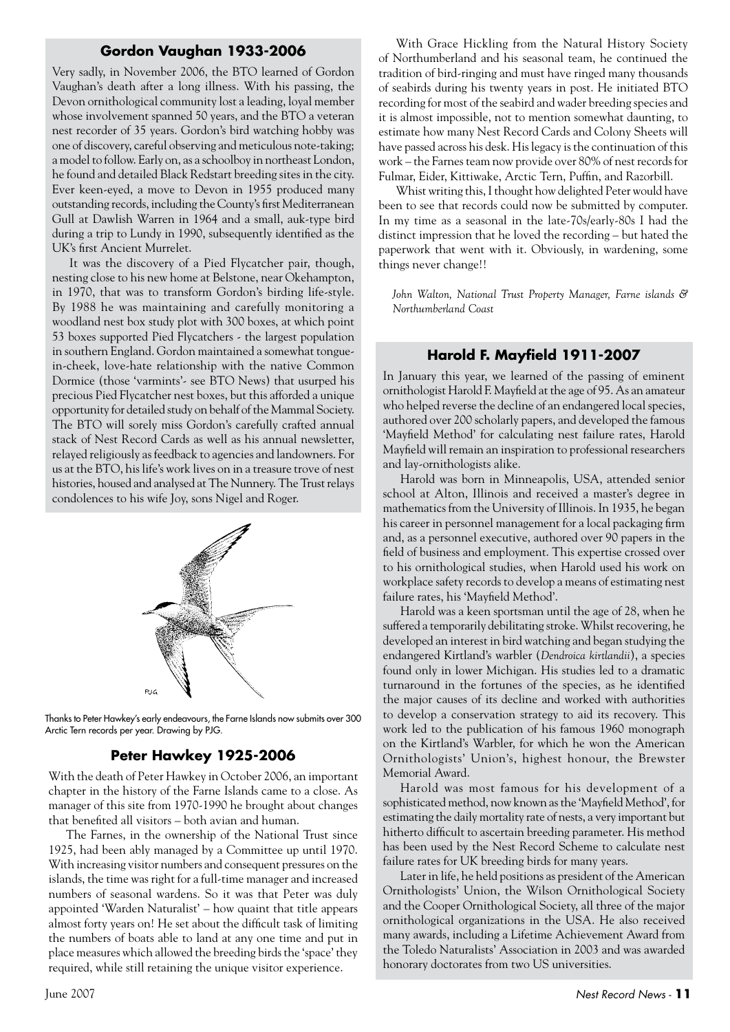## Gordon Vaughan 1933-2006

Very sadly, in November 2006, the BTO learned of Gordon Vaughan's death after a long illness. With his passing, the Devon ornithological community lost a leading, loyal member whose involvement spanned 50 years, and the BTO a veteran nest recorder of 35 years. Gordon's bird watching hobby was one of discovery, careful observing and meticulous note-taking; a model to follow. Early on, as a schoolboy in northeast London, he found and detailed Black Redstart breeding sites in the city. Ever keen-eyed, a move to Devon in 1955 produced many outstanding records, including the County's first Mediterranean Gull at Dawlish Warren in 1964 and a small, auk-type bird during a trip to Lundy in 1990, subsequently identified as the UK's first Ancient Murrelet.

It was the discovery of a Pied Flycatcher pair, though, nesting close to his new home at Belstone, near Okehampton, in 1970, that was to transform Gordon's birding life-style. By 1988 he was maintaining and carefully monitoring a woodland nest box study plot with 300 boxes, at which point 53 boxes supported Pied Flycatchers - the largest population in southern England. Gordon maintained a somewhat tongue-in-cheek, love-hate relationship with the native Common Dormice (those 'varmints'- see BTO News) that usurped his precious Pied Flycatcher nest boxes, but this afforded a unique opportunity for detailed study on behalf of the Mammal Society. The BTO will sorely miss Gordon's carefully crafted annual stack of Nest Record Cards as well as his annual newsletter, relayed religiously as feedback to agencies and landowners. For us at the BTO, his life's work lives on in a treasure trove of nest histories, housed and analysed at The Nunnery. The Trust relays condolences to his wife Joy, sons Nigel and Roger.

Thanks to Peter Hawkey's early endeavours, the Farne Islands now submits over 300 Arctic Tern records per year. Drawing by PJG.

## Peter Hawkey 1925-2006

With the death of Peter Hawkey in October 2006, an important chapter in the history of the Farne Islands came to a close. As manager of this site from 1970-1990 he brought about changes that benefited all visitors – both avian and human.

The Farnes, in the ownership of the National Trust since 1925, had been ably managed by a Committee up until 1970. With increasing visitor numbers and consequent pressures on the islands, the time was right for a full-time manager and increased numbers of seasonal wardens. So it was that Peter was duly appointed 'Warden Naturalist' – how quaint that title appears almost forty years on! He set about the difficult task of limiting the numbers of boats able to land at any one time and put in place measures which allowed the breeding birds the 'space' they required, while still retaining the unique visitor experience.

With Grace Hickling from the Natural History Society of Northumberland and his seasonal team, he continued the tradition of bird-ringing and must have ringed many thousands of seabirds during his twenty years in post. He initiated BTO recording for most of the seabird and wader breeding species and it is almost impossible, not to mention somewhat daunting, to estimate how many Nest Record Cards and Colony Sheets will have passed across his desk. His legacy is the continuation of this work – the Farnes team now provide over 80% of nest records for Fulmar, Eider, Kittiwake, Arctic Tern, Puffin, and Razorbill.

Whist writing this, I thought how delighted Peter would have been to see that records could now be submitted by computer. In my time as a seasonal in the late-70s/early-80s I had the distinct impression that he loved the recording – but hated the paperwork that went with it. Obviously, in wardening, some things never change!!

*John Walton, National Trust Property Manager, Farne islands & Northumberland Coast*

## Harold F. Mayfield 1911-2007

In January this year, we learned of the passing of eminent ornithologist Harold F. Mayfield at the age of 95. As an amateur who helped reverse the decline of an endangered local species, authored over 200 scholarly papers, and developed the famous 'Mayfield Method' for calculating nest failure rates, Harold Mayfield will remain an inspiration to professional researchers and lay-ornithologists alike.

Harold was born in Minneapolis, USA, attended senior school at Alton, Illinois and received a master's degree in mathematics from the University of Illinois. In 1935, he began his career in personnel management for a local packaging firm and, as a personnel executive, authored over 90 papers in the field of business and employment. This expertise crossed over to his ornithological studies, when Harold used his work on workplace safety records to develop a means of estimating nest failure rates, his 'Mayfield Method'.

Harold was a keen sportsman until the age of 28, when he suffered a temporarily debilitating stroke. Whilst recovering, he developed an interest in bird watching and began studying the endangered Kirtland's warbler (*Dendroica kirtlandii*), a species found only in lower Michigan. His studies led to a dramatic turnaround in the fortunes of the species, as he identified the major causes of its decline and worked with authorities to develop a conservation strategy to aid its recovery. This work led to the publication of his famous 1960 monograph on the Kirtland's Warbler, for which he won the American Ornithologists' Union's, highest honour, the Brewster Memorial Award.

Harold was most famous for his development of a sophisticated method, now known as the 'Mayfield Method', for estimating the daily mortality rate of nests, a very important but hitherto difficult to ascertain breeding parameter. His method has been used by the Nest Record Scheme to calculate nest failure rates for UK breeding birds for many years.

Later in life, he held positions as president of the American Ornithologists' Union, the Wilson Ornithological Society and the Cooper Ornithological Society, all three of the major ornithological organizations in the USA. He also received many awards, including a Lifetime Achievement Award from the Toledo Naturalists' Association in 2003 and was awarded honorary doctorates from two US universities.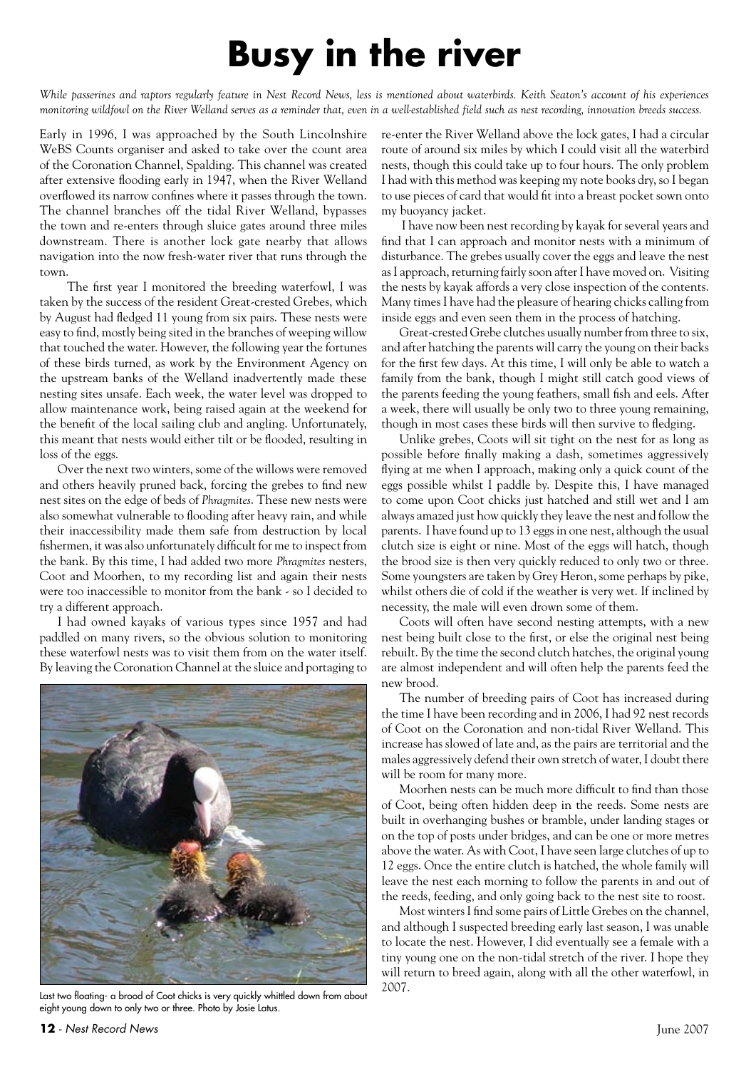# Busy in the river

*While passerines and raptors regularly feature in Nest Record News, less is mentioned about waterbirds. Keith Seaton's account of his experiences monitoring wildfowl on the River Welland serves as a reminder that, even in a well-established field such as nest recording, innovation breeds success.*

Early in 1996, I was approached by the South Lincolnshire WeBS Counts organiser and asked to take over the count area of the Coronation Channel, Spalding. This channel was created after extensive flooding early in 1947, when the River Welland overflowed its narrow confines where it passes through the town. The channel branches off the tidal River Welland, bypasses the town and re-enters through sluice gates around three miles downstream. There is another lock gate nearby that allows navigation into the now fresh-water river that runs through the town.

The first year I monitored the breeding waterfowl, I was taken by the success of the resident Great-crested Grebes, which by August had fledged 11 young from six pairs. These nests were easy to find, mostly being sited in the branches of weeping willow that touched the water. However, the following year the fortunes of these birds turned, as work by the Environment Agency on the upstream banks of the Welland inadvertently made these nesting sites unsafe. Each week, the water level was dropped to allow maintenance work, being raised again at the weekend for the benefit of the local sailing club and angling. Unfortunately, this meant that nests would either tilt or be flooded, resulting in loss of the eggs.

Over the next two winters, some of the willows were removed and others heavily pruned back, forcing the grebes to find new nest sites on the edge of beds of *Phragmites*. These new nests were also somewhat vulnerable to flooding after heavy rain, and while their inaccessibility made them safe from destruction by local fishermen, it was also unfortunately difficult for me to inspect from the bank. By this time, I had added two more *Phragmites* nesters, Coot and Moorhen, to my recording list and again their nests were too inaccessible to monitor from the bank - so I decided to try a different approach.

I had owned kayaks of various types since 1957 and had paddled on many rivers, so the obvious solution to monitoring these waterfowl nests was to visit them from on the water itself. By leaving the Coronation Channel at the sluice and portaging to re-enter the River Welland above the lock gates, I had a circular route of around six miles by which I could visit all the waterbird nests, though this could take up to four hours. The only problem I had with this method was keeping my note books dry, so I began to use pieces of card that would fit into a breast pocket sown onto my buoyancy jacket.

I have now been nest recording by kayak for several years and find that I can approach and monitor nests with a minimum of disturbance. The grebes usually cover the eggs and leave the nest as I approach, returning fairly soon after I have moved on. Visiting the nests by kayak affords a very close inspection of the contents. Many times I have had the pleasure of hearing chicks calling from inside eggs and even seen them in the process of hatching.

Great-crested Grebe clutches usually number from three to six, and after hatching the parents will carry the young on their backs for the first few days. At this time, I will only be able to watch a family from the bank, though I might still catch good views of the parents feeding the young feathers, small fish and eels. After a week, there will usually be only two to three young remaining, though in most cases these birds will then survive to fledging.

Unlike grebes, Coots will sit tight on the nest for as long as possible before finally making a dash, sometimes aggressively flying at me when I approach, making only a quick count of the eggs possible whilst I paddle by. Despite this, I have managed to come upon Coot chicks just hatched and still wet and I am always amazed just how quickly they leave the nest and follow the parents. I have found up to 13 eggs in one nest, although the usual clutch size is eight or nine. Most of the eggs will hatch, though the brood size is then very quickly reduced to only two or three. Some youngsters are taken by Grey Heron, some perhaps by pike, whilst others die of cold if the weather is very wet. If inclined by necessity, the male will even drown some of them.

Coots will often have second nesting attempts, with a new nest being built close to the first, or else the original nest being rebuilt. By the time the second clutch hatches, the original young are almost independent and will often help the parents feed the new brood.

The number of breeding pairs of Coot has increased during the time I have been recording and in 2006, I had 92 nest records of Coot on the Coronation and non-tidal River Welland. This increase has slowed of late and, as the pairs are territorial and the males aggressively defend their own stretch of water, I doubt there will be room for many more.

Moorhen nests can be much more difficult to find than those of Coot, being often hidden deep in the reeds. Some nests are built in overhanging bushes or bramble, under landing stages or on the top of posts under bridges, and can be one or more metres above the water. As with Coot, I have seen large clutches of up to 12 eggs. Once the entire clutch is hatched, the whole family will leave the nest each morning to follow the parents in and out of the reeds, feeding, and only going back to the nest site to roost.

Most winters I find some pairs of Little Grebes on the channel, and although I suspected breeding early last season, I was unable to locate the nest. However, I did eventually see a female with a tiny young one on the non-tidal stretch of the river. I hope they will return to breed again, along with all the other waterfowl, in 2007.

Last two floating- a brood of Coot chicks is very quickly whittled down from about eight young down to only two or three. Photo by Josie Latus.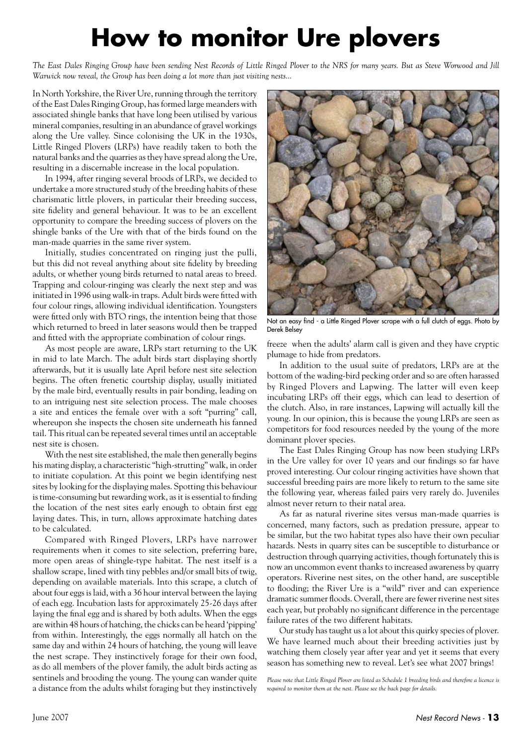# How to monitor Ure plovers

*The East Dales Ringing Group have been sending Nest Records of Little Ringed Plover to the NRS for many years. But as Steve Worwood and Jill Warwick now reveal, the Group has been doing a lot more than just visiting nests...*

In North Yorkshire, the River Ure, running through the territory of the East Dales Ringing Group, has formed large meanders with associated shingle banks that have long been utilised by various mineral companies, resulting in an abundance of gravel workings along the Ure valley. Since colonising the UK in the 1930s, Little Ringed Plovers (LRPs) have readily taken to both the natural banks and the quarries as they have spread along the Ure, resulting in a discernable increase in the local population.

In 1994, after ringing several broods of LRPs, we decided to undertake a more structured study of the breeding habits of these charismatic little plovers, in particular their breeding success, site fidelity and general behaviour. It was to be an excellent opportunity to compare the breeding success of plovers on the shingle banks of the Ure with that of the birds found on the man-made quarries in the same river system.

Initially, studies concentrated on ringing just the pulli, but this did not reveal anything about site fidelity by breeding adults, or whether young birds returned to natal areas to breed. Trapping and colour-ringing was clearly the next step and was initiated in 1996 using walk-in traps. Adult birds were fitted with four colour rings, allowing individual identification. Youngsters were fitted only with BTO rings, the intention being that those which returned to breed in later seasons would then be trapped and fitted with the appropriate combination of colour rings.

As most people are aware, LRPs start returning to the UK in mid to late March. The adult birds start displaying shortly afterwards, but it is usually late April before nest site selection begins. The often frenetic courtship display, usually initiated by the male bird, eventually results in pair bonding, leading on to an intriguing nest site selection process. The male chooses a site and entices the female over with a soft "purring" call, whereupon she inspects the chosen site underneath his fanned tail. This ritual can be repeated several times until an acceptable nest site is chosen.

With the nest site established, the male then generally begins his mating display, a characteristic "high-strutting" walk, in order to initiate copulation. At this point we begin identifying nest sites by looking for the displaying males. Spotting this behaviour is time-consuming but rewarding work, as it is essential to finding the location of the nest sites early enough to obtain first egg laying dates. This, in turn, allows approximate hatching dates to be calculated.

Compared with Ringed Plovers, LRPs have narrower requirements when it comes to site selection, preferring bare, more open areas of shingle-type habitat. The nest itself is a shallow scrape, lined with tiny pebbles and/or small bits of twig, depending on available materials. Into this scrape, a clutch of about four eggs is laid, with a 36 hour interval between the laying of each egg. Incubation lasts for approximately 25-26 days after laying the final egg and is shared by both adults. When the eggs are within 48 hours of hatching, the chicks can be heard 'pipping' from within. Interestingly, the eggs normally all hatch on the same day and within 24 hours of hatching, the young will leave the nest scrape. They instinctively forage for their own food, as do all members of the plover family, the adult birds acting as sentinels and brooding the young. The young can wander quite a distance from the adults whilst foraging but they instinctively freeze when the adults' alarm call is given and they have cryptic plumage to hide from predators.

Not an easy find - a Little Ringed Plover scrape with a full clutch of eggs. Photo by Derek Belsey

In addition to the usual suite of predators, LRPs are at the bottom of the wading-bird pecking order and so are often harassed by Ringed Plovers and Lapwing. The latter will even keep incubating LRPs off their eggs, which can lead to desertion of the clutch. Also, in rare instances, Lapwing will actually kill the young. In our opinion, this is because the young LRPs are seen as competitors for food resources needed by the young of the more dominant plover species.

The East Dales Ringing Group has now been studying LRPs in the Ure valley for over 10 years and our findings so far have proved interesting. Our colour ringing activities have shown that successful breeding pairs are more likely to return to the same site the following year, whereas failed pairs very rarely do. Juveniles almost never return to their natal area.

As far as natural riverine sites versus man-made quarries is concerned, many factors, such as predation pressure, appear to be similar, but the two habitat types also have their own peculiar hazards. Nests in quarry sites can be susceptible to disturbance or destruction through quarrying activities, though fortunately this is now an uncommon event thanks to increased awareness by quarry operators. Riverine nest sites, on the other hand, are susceptible to flooding; the River Ure is a "wild" river and can experience dramatic summer floods. Overall, there are fewer riverine nest sites each year, but probably no significant difference in the percentage failure rates of the two different habitats.

Our study has taught us a lot about this quirky species of plover. We have learned much about their breeding activities just by watching them closely year after year and yet it seems that every season has something new to reveal. Let's see what 2007 brings!

*Please note that Little Ringed Plover are listed as Schedule 1 breeding birds and therefore a licence is required to monitor them at the nest. Please see the back page for details.*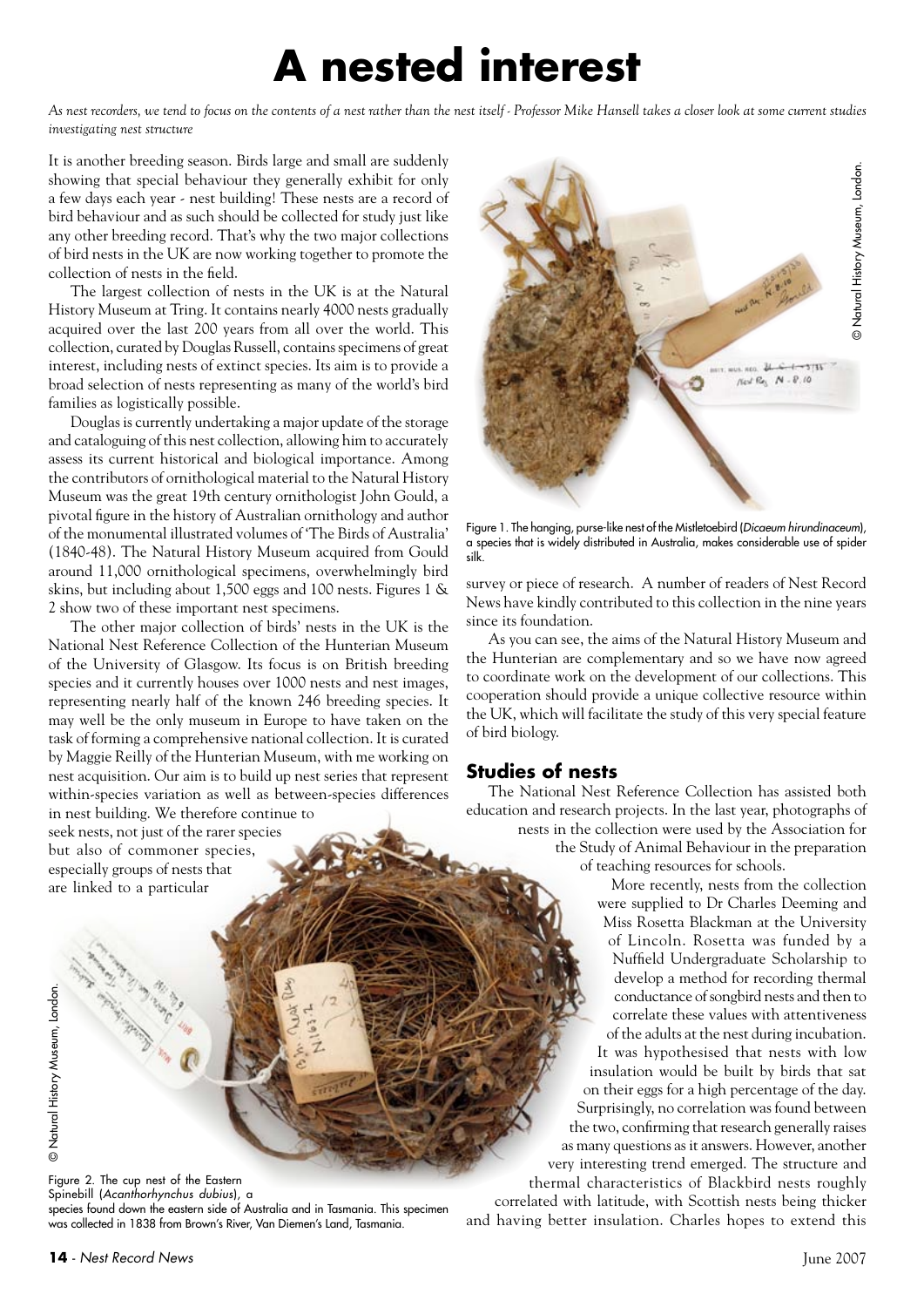# A nested interest

*As nest recorders, we tend to focus on the contents of a nest rather than the nest itself - Professor Mike Hansell takes a closer look at some current studies investigating nest structure*

It is another breeding season. Birds large and small are suddenly showing that special behaviour they generally exhibit for only a few days each year - nest building! These nests are a record of bird behaviour and as such should be collected for study just like any other breeding record. That's why the two major collections of bird nests in the UK are now working together to promote the collection of nests in the field.

The largest collection of nests in the UK is at the Natural History Museum at Tring. It contains nearly 4000 nests gradually acquired over the last 200 years from all over the world. This collection, curated by Douglas Russell, contains specimens of great interest, including nests of extinct species. Its aim is to provide a broad selection of nests representing as many of the world's bird families as logistically possible.

Douglas is currently undertaking a major update of the storage and cataloguing of this nest collection, allowing him to accurately assess its current historical and biological importance. Among the contributors of ornithological material to the Natural History Museum was the great 19th century ornithologist John Gould, a pivotal figure in the history of Australian ornithology and author of the monumental illustrated volumes of 'The Birds of Australia' (1840-48). The Natural History Museum acquired from Gould around 11,000 ornithological specimens, overwhelmingly bird skins, but including about 1,500 eggs and 100 nests. Figures 1 & 2 show two of these important nest specimens.

The other major collection of birds' nests in the UK is the National Nest Reference Collection of the Hunterian Museum of the University of Glasgow. Its focus is on British breeding species and it currently houses over 1000 nests and nest images, representing nearly half of the known 246 breeding species. It may well be the only museum in Europe to have taken on the task of forming a comprehensive national collection. It is curated by Maggie Reilly of the Hunterian Museum, with me working on nest acquisition. Our aim is to build up nest series that represent within-species variation as well as between-species differences in nest building. We therefore continue to seek nests, not just of the rarer species but also of commoner species, especially groups of nests that are linked to a particular survey or piece of research. A number of readers of Nest Record News have kindly contributed to this collection in the nine years since its foundation.

© Natural History Museum, London.

Figure 1. The hanging, purse-like nest of the Mistletoebird (*Dicaeum hirundinaceum*), a species that is widely distributed in Australia, makes considerable use of spider silk.

© Natural History Museum, London.

Figure 2. The cup nest of the Eastern Spinebill (*Acanthorhynchus dubius*), a species found down the eastern side of Australia and in Tasmania. This specimen was collected in 1838 from Brown's River, Van Diemen's Land, Tasmania.

As you can see, the aims of the Natural History Museum and the Hunterian are complementary and so we have now agreed to coordinate work on the development of our collections. This cooperation should provide a unique collective resource within the UK, which will facilitate the study of this very special feature of bird biology.

## Studies of nests

The National Nest Reference Collection has assisted both education and research projects. In the last year, photographs of nests in the collection were used by the Association for the Study of Animal Behaviour in the preparation of teaching resources for schools.

More recently, nests from the collection were supplied to Dr Charles Deeming and Miss Rosetta Blackman at the University of Lincoln. Rosetta was funded by a Nuffield Undergraduate Scholarship to develop a method for recording thermal conductance of songbird nests and then to correlate these values with attentiveness of the adults at the nest during incubation. It was hypothesised that nests with low insulation would be built by birds that sat on their eggs for a high percentage of the day. Surprisingly, no correlation was found between the two, confirming that research generally raises as many questions as it answers. However, another very interesting trend emerged. The structure and thermal characteristics of Blackbird nests roughly correlated with latitude, with Scottish nests being thicker and having better insulation. Charles hopes to extend this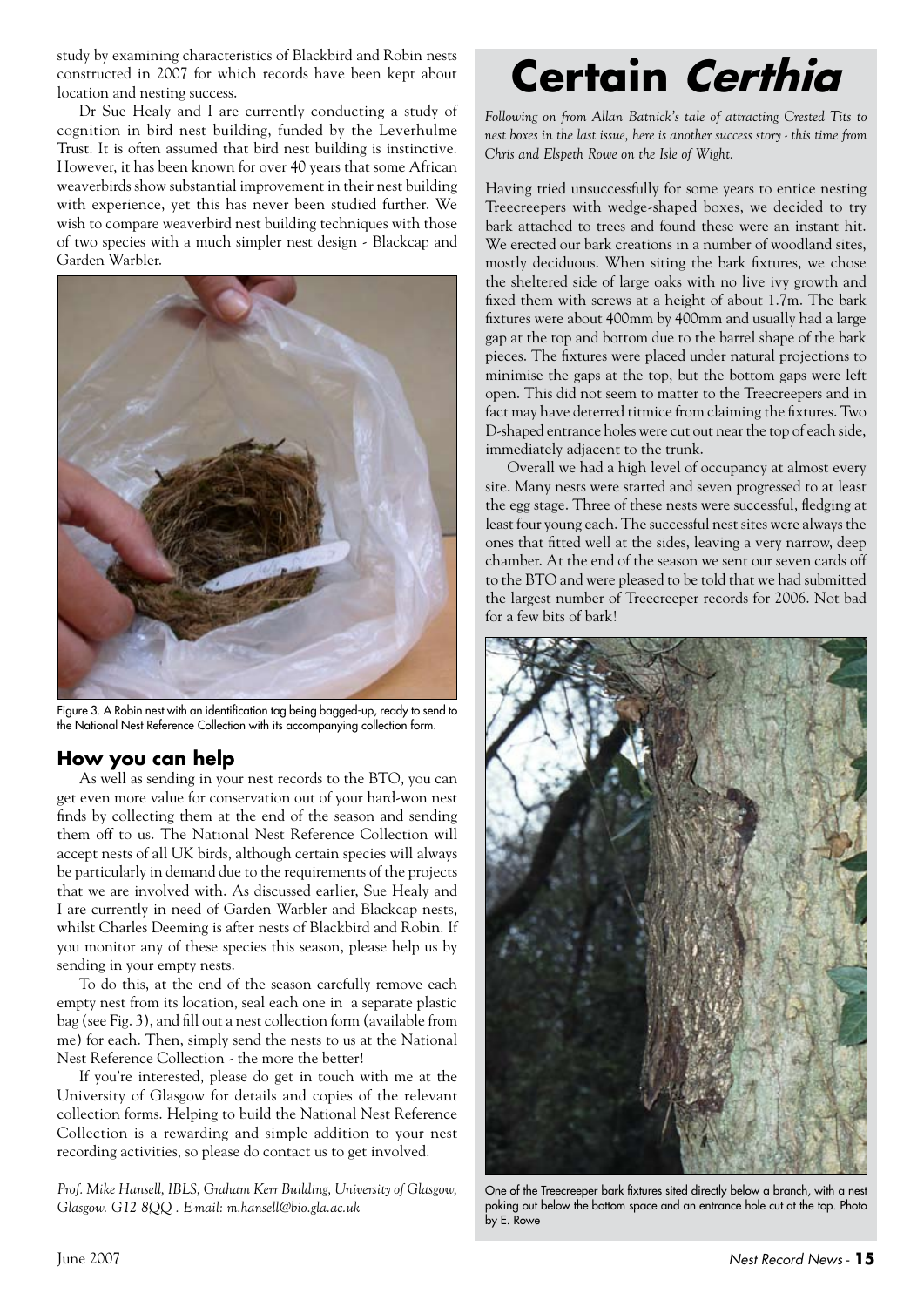study by examining characteristics of Blackbird and Robin nests constructed in 2007 for which records have been kept about location and nesting success.

Dr Sue Healy and I are currently conducting a study of cognition in bird nest building, funded by the Leverhulme Trust. It is often assumed that bird nest building is instinctive. However, it has been known for over 40 years that some African weaverbirds show substantial improvement in their nest building with experience, yet this has never been studied further. We wish to compare weaverbird nest building techniques with those of two species with a much simpler nest design - Blackcap and Garden Warbler.

Figure 3. A Robin nest with an identification tag being bagged-up, ready to send to the National Nest Reference Collection with its accompanying collection form.

## How you can help

As well as sending in your nest records to the BTO, you can get even more value for conservation out of your hard-won nest finds by collecting them at the end of the season and sending them off to us. The National Nest Reference Collection will accept nests of all UK birds, although certain species will always be particularly in demand due to the requirements of the projects that we are involved with. As discussed earlier, Sue Healy and I are currently in need of Garden Warbler and Blackcap nests, whilst Charles Deeming is after nests of Blackbird and Robin. If you monitor any of these species this season, please help us by sending in your empty nests.

To do this, at the end of the season carefully remove each empty nest from its location, seal each one in a separate plastic bag (see Fig. 3), and fill out a nest collection form (available from me) for each. Then, simply send the nests to us at the National Nest Reference Collection - the more the better!

If you're interested, please do get in touch with me at the University of Glasgow for details and copies of the relevant collection forms. Helping to build the National Nest Reference Collection is a rewarding and simple addition to your nest recording activities, so please do contact us to get involved.

*Prof. Mike Hansell, IBLS, Graham Kerr Building, University of Glasgow, Glasgow. G12 8QQ . E-mail: m.hansell@bio.gla.ac.uk*

# Certain *Certhia*

*Following on from Allan Batnick's tale of attracting Crested Tits to nest boxes in the last issue, here is another success story - this time from Chris and Elspeth Rowe on the Isle of Wight.*

Having tried unsuccessfully for some years to entice nesting Treecreepers with wedge-shaped boxes, we decided to try bark attached to trees and found these were an instant hit. We erected our bark creations in a number of woodland sites, mostly deciduous. When siting the bark fixtures, we chose the sheltered side of large oaks with no live ivy growth and fixed them with screws at a height of about 1.7m. The bark fixtures were about 400mm by 400mm and usually had a large gap at the top and bottom due to the barrel shape of the bark pieces. The fixtures were placed under natural projections to minimise the gaps at the top, but the bottom gaps were left open. This did not seem to matter to the Treecreepers and in fact may have deterred titmice from claiming the fixtures. Two D-shaped entrance holes were cut out near the top of each side, immediately adjacent to the trunk.

Overall we had a high level of occupancy at almost every site. Many nests were started and seven progressed to at least the egg stage. Three of these nests were successful, fledging at least four young each. The successful nest sites were always the ones that fitted well at the sides, leaving a very narrow, deep chamber. At the end of the season we sent our seven cards off to the BTO and were pleased to be told that we had submitted the largest number of Treecreeper records for 2006. Not bad for a few bits of bark!

One of the Treecreeper bark fixtures sited directly below a branch, with a nest poking out below the bottom space and an entrance hole cut at the top. Photo by E. Rowe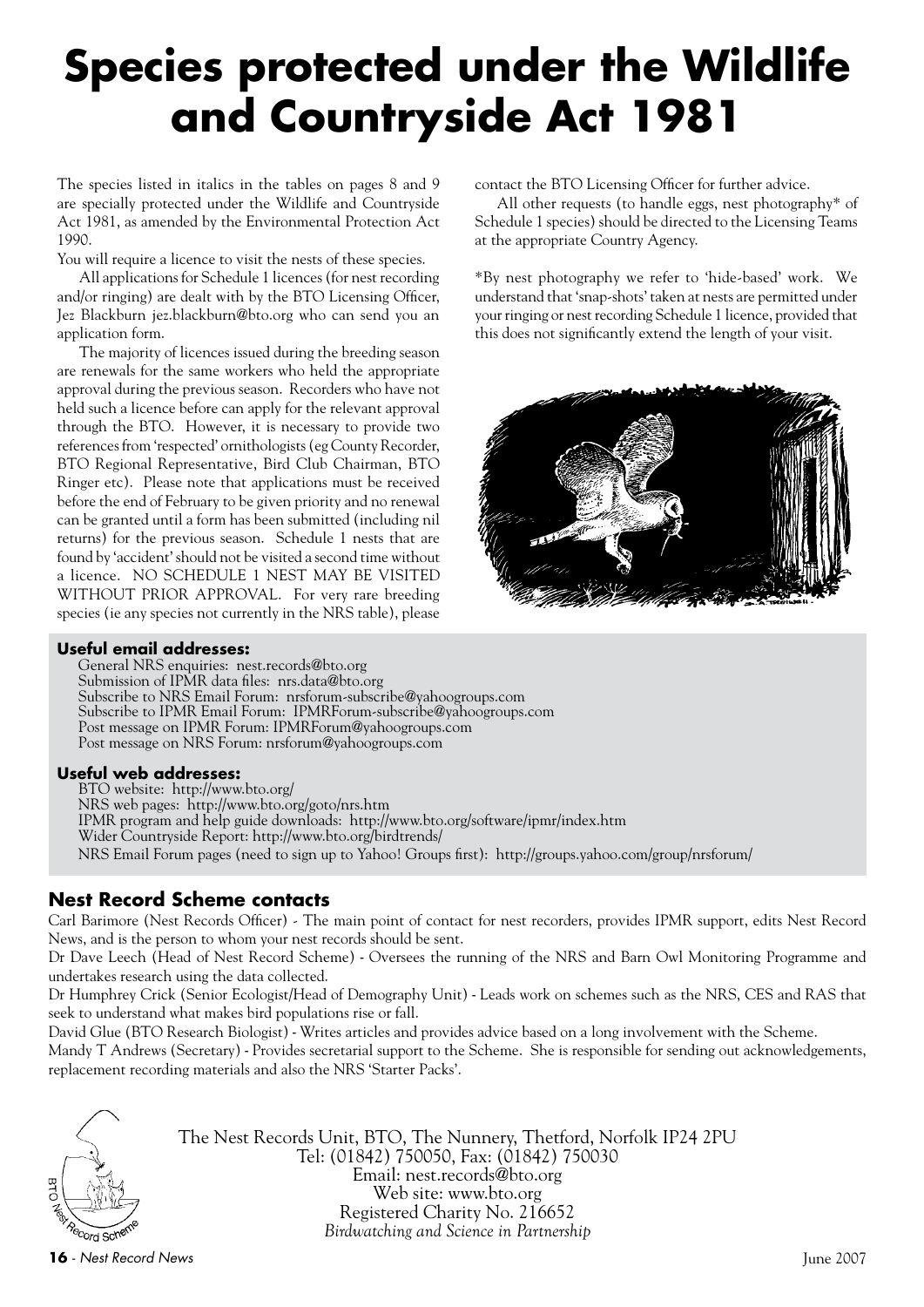# Species protected under the Wildlife and Countryside Act 1981

The species listed in italics in the tables on pages 8 and 9 are specially protected under the Wildlife and Countryside Act 1981, as amended by the Environmental Protection Act 1990.

You will require a licence to visit the nests of these species.

All applications for Schedule 1 licences (for nest recording and/or ringing) are dealt with by the BTO Licensing Officer, Jez Blackburn jez.blackburn@bto.org who can send you an application form.

The majority of licences issued during the breeding season are renewals for the same workers who held the appropriate approval during the previous season. Recorders who have not held such a licence before can apply for the relevant approval through the BTO. However, it is necessary to provide two references from 'respected' ornithologists (eg County Recorder, BTO Regional Representative, Bird Club Chairman, BTO Ringer etc). Please note that applications must be received before the end of February to be given priority and no renewal can be granted until a form has been submitted (including nil returns) for the previous season. Schedule 1 nests that are found by 'accident' should not be visited a second time without a licence. NO SCHEDULE 1 NEST MAY BE VISITED WITHOUT PRIOR APPROVAL. For very rare breeding species (ie any species not currently in the NRS table), please contact the BTO Licensing Officer for further advice.

All other requests (to handle eggs, nest photography* of Schedule 1 species) should be directed to the Licensing Teams at the appropriate Country Agency.

*By nest photography we refer to 'hide-based' work. We understand that 'snap-shots' taken at nests are permitted under your ringing or nest recording Schedule 1 licence, provided that this does not significantly extend the length of your visit.

**Useful email addresses:**

General NRS enquiries: nest.records@bto.org
Submission of IPMR data files: nrs.data@bto.org
Subscribe to NRS Email Forum: nrsforum-subscribe@yahoogroups.com
Subscribe to IPMR Email Forum: IPMRForum-subscribe@yahoogroups.com
Post message on IPMR Forum: IPMRForum@yahoogroups.com
Post message on NRS Forum: nrsforum@yahoogroups.com

**Useful web addresses:**

BTO website: http://www.bto.org/
NRS web pages: http://www.bto.org/goto/nrs.htm
IPMR program and help guide downloads: http://www.bto.org/software/ipmr/index.htm
Wider Countryside Report: http://www.bto.org/birdtrends/
NRS Email Forum pages (need to sign up to Yahoo! Groups first): http://groups.yahoo.com/group/nrsforum/

## Nest Record Scheme contacts

Carl Barimore (Nest Records Officer) - The main point of contact for nest recorders, provides IPMR support, edits Nest Record News, and is the person to whom your nest records should be sent.

Dr Dave Leech (Head of Nest Record Scheme) - Oversees the running of the NRS and Barn Owl Monitoring Programme and undertakes research using the data collected.

Dr Humphrey Crick (Senior Ecologist/Head of Demography Unit) - Leads work on schemes such as the NRS, CES and RAS that seek to understand what makes bird populations rise or fall.

David Glue (BTO Research Biologist) - Writes articles and provides advice based on a long involvement with the Scheme.

Mandy T Andrews (Secretary) - Provides secretarial support to the Scheme. She is responsible for sending out acknowledgements, replacement recording materials and also the NRS 'Starter Packs'.

The Nest Records Unit, BTO, The Nunnery, Thetford, Norfolk IP24 2PU
Tel: (01842) 750050, Fax: (01842) 750030
Email: nest.records@bto.org
Web site: www.bto.org
Registered Charity No. 216652
*Birdwatching and Science in Partnership*